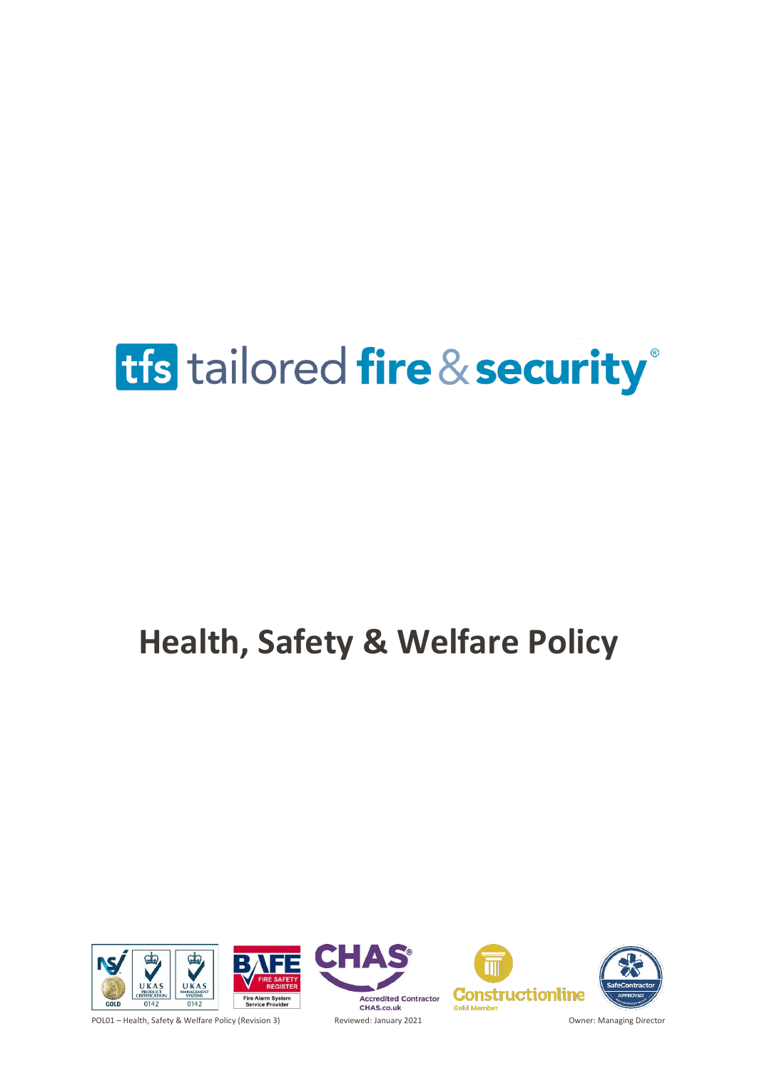tfs tailored fire & security®

# Health, Safety & Welfare Policy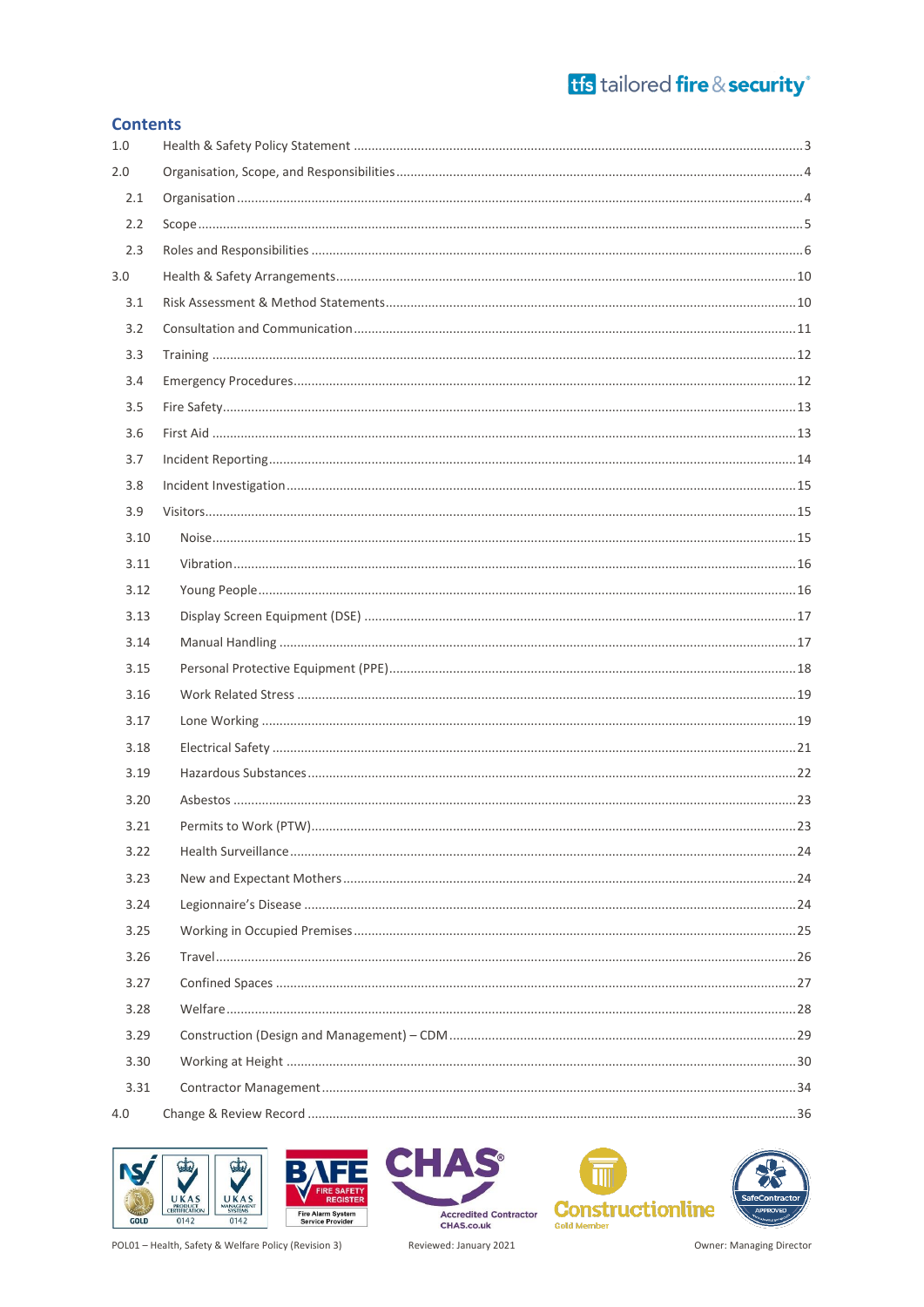## Contents

| | | |
|---|---|---|
| 1.0 | Health & Safety Policy Statement | 3 |
| 2.0 | Organisation, Scope, and Responsibilities | 4 |
| 2.1 | Organisation | 4 |
| 2.2 | Scope | 5 |
| 2.3 | Roles and Responsibilities | 6 |
| 3.0 | Health & Safety Arrangements | 10 |
| 3.1 | Risk Assessment & Method Statements | 10 |
| 3.2 | Consultation and Communication | 11 |
| 3.3 | Training | 12 |
| 3.4 | Emergency Procedures | 12 |
| 3.5 | Fire Safety | 13 |
| 3.6 | First Aid | 13 |
| 3.7 | Incident Reporting | 14 |
| 3.8 | Incident Investigation | 15 |
| 3.9 | Visitors | 15 |
| 3.10 | Noise | 15 |
| 3.11 | Vibration | 16 |
| 3.12 | Young People | 16 |
| 3.13 | Display Screen Equipment (DSE) | 17 |
| 3.14 | Manual Handling | 17 |
| 3.15 | Personal Protective Equipment (PPE) | 18 |
| 3.16 | Work Related Stress | 19 |
| 3.17 | Lone Working | 19 |
| 3.18 | Electrical Safety | 21 |
| 3.19 | Hazardous Substances | 22 |
| 3.20 | Asbestos | 23 |
| 3.21 | Permits to Work (PTW) | 23 |
| 3.22 | Health Surveillance | 24 |
| 3.23 | New and Expectant Mothers | 24 |
| 3.24 | Legionnaire's Disease | 24 |
| 3.25 | Working in Occupied Premises | 25 |
| 3.26 | Travel | 26 |
| 3.27 | Confined Spaces | 27 |
| 3.28 | Welfare | 28 |
| 3.29 | Construction (Design and Management) – CDM | 29 |
| 3.30 | Working at Height | 30 |
| 3.31 | Contractor Management | 34 |
| 4.0 | Change & Review Record | 36 |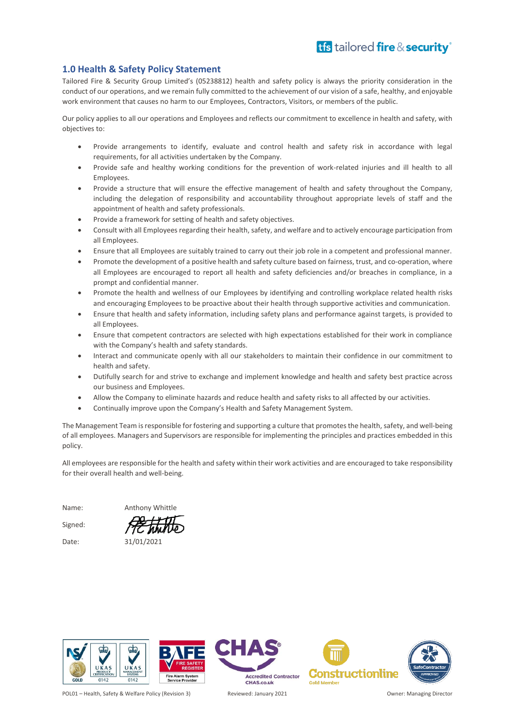## 1.0 Health & Safety Policy Statement

Tailored Fire & Security Group Limited's (05238812) health and safety policy is always the priority consideration in the conduct of our operations, and we remain fully committed to the achievement of our vision of a safe, healthy, and enjoyable work environment that causes no harm to our Employees, Contractors, Visitors, or members of the public.

Our policy applies to all our operations and Employees and reflects our commitment to excellence in health and safety, with objectives to:

- Provide arrangements to identify, evaluate and control health and safety risk in accordance with legal requirements, for all activities undertaken by the Company.
- Provide safe and healthy working conditions for the prevention of work-related injuries and ill health to all Employees.
- Provide a structure that will ensure the effective management of health and safety throughout the Company, including the delegation of responsibility and accountability throughout appropriate levels of staff and the appointment of health and safety professionals.
- Provide a framework for setting of health and safety objectives.
- Consult with all Employees regarding their health, safety, and welfare and to actively encourage participation from all Employees.
- Ensure that all Employees are suitably trained to carry out their job role in a competent and professional manner.
- Promote the development of a positive health and safety culture based on fairness, trust, and co-operation, where all Employees are encouraged to report all health and safety deficiencies and/or breaches in compliance, in a prompt and confidential manner.
- Promote the health and wellness of our Employees by identifying and controlling workplace related health risks and encouraging Employees to be proactive about their health through supportive activities and communication.
- Ensure that health and safety information, including safety plans and performance against targets, is provided to all Employees.
- Ensure that competent contractors are selected with high expectations established for their work in compliance with the Company's health and safety standards.
- Interact and communicate openly with all our stakeholders to maintain their confidence in our commitment to health and safety.
- Dutifully search for and strive to exchange and implement knowledge and health and safety best practice across our business and Employees.
- Allow the Company to eliminate hazards and reduce health and safety risks to all affected by our activities.
- Continually improve upon the Company's Health and Safety Management System.

The Management Team is responsible for fostering and supporting a culture that promotes the health, safety, and well-being of all employees. Managers and Supervisors are responsible for implementing the principles and practices embedded in this policy.

All employees are responsible for the health and safety within their work activities and are encouraged to take responsibility for their overall health and well-being.

Name: Anthony Whittle

Signed:

Date: 31/01/2021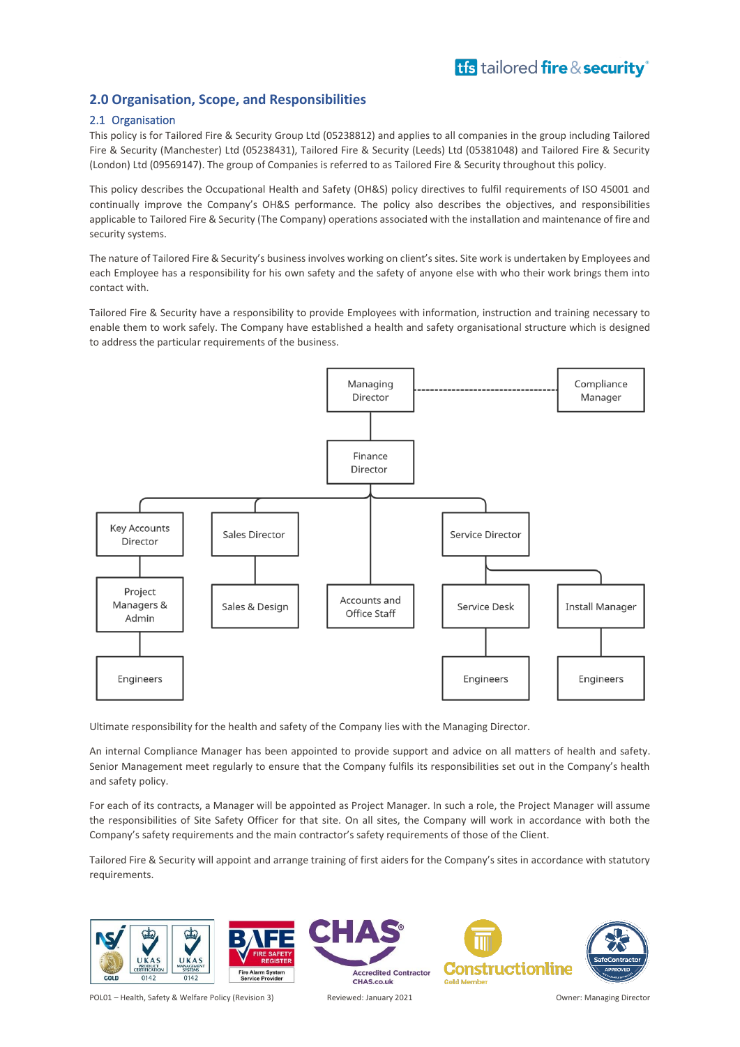## 2.0 Organisation, Scope, and Responsibilities

### 2.1 Organisation

This policy is for Tailored Fire & Security Group Ltd (05238812) and applies to all companies in the group including Tailored Fire & Security (Manchester) Ltd (05238431), Tailored Fire & Security (Leeds) Ltd (05381048) and Tailored Fire & Security (London) Ltd (09569147). The group of Companies is referred to as Tailored Fire & Security throughout this policy.

This policy describes the Occupational Health and Safety (OH&S) policy directives to fulfil requirements of ISO 45001 and continually improve the Company's OH&S performance. The policy also describes the objectives, and responsibilities applicable to Tailored Fire & Security (The Company) operations associated with the installation and maintenance of fire and security systems.

The nature of Tailored Fire & Security's business involves working on client's sites. Site work is undertaken by Employees and each Employee has a responsibility for his own safety and the safety of anyone else with who their work brings them into contact with.

Tailored Fire & Security have a responsibility to provide Employees with information, instruction and training necessary to enable them to work safely. The Company have established a health and safety organisational structure which is designed to address the particular requirements of the business.

- Managing Director (dotted line to Compliance Manager)
  - Finance Director
    - Key Accounts Director
      - Project Managers & Admin
        - Engineers
    - Sales Director
      - Sales & Design
    - Accounts and Office Staff
    - Service Director
      - Service Desk
        - Engineers
      - Install Manager
        - Engineers

Ultimate responsibility for the health and safety of the Company lies with the Managing Director.

An internal Compliance Manager has been appointed to provide support and advice on all matters of health and safety. Senior Management meet regularly to ensure that the Company fulfils its responsibilities set out in the Company's health and safety policy.

For each of its contracts, a Manager will be appointed as Project Manager. In such a role, the Project Manager will assume the responsibilities of Site Safety Officer for that site. On all sites, the Company will work in accordance with both the Company's safety requirements and the main contractor's safety requirements of those of the Client.

Tailored Fire & Security will appoint and arrange training of first aiders for the Company's sites in accordance with statutory requirements.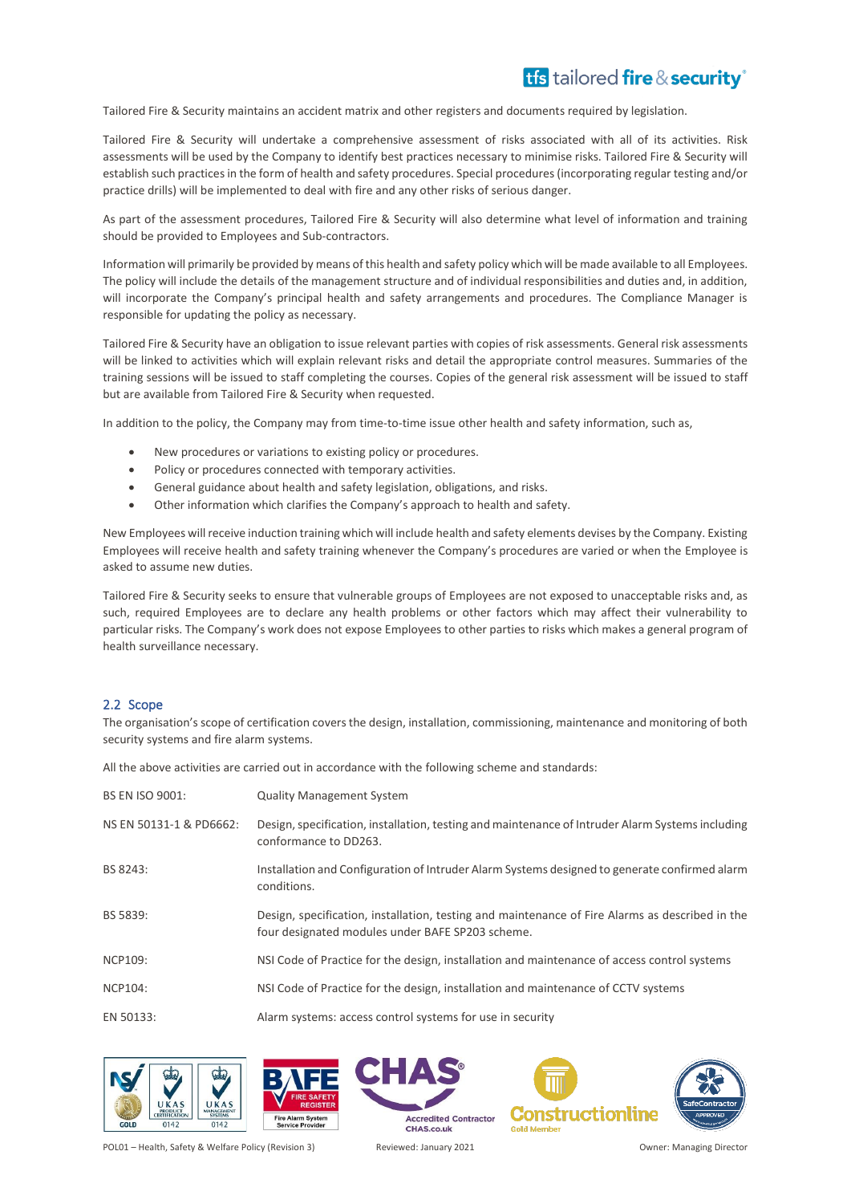Tailored Fire & Security maintains an accident matrix and other registers and documents required by legislation.

Tailored Fire & Security will undertake a comprehensive assessment of risks associated with all of its activities. Risk assessments will be used by the Company to identify best practices necessary to minimise risks. Tailored Fire & Security will establish such practices in the form of health and safety procedures. Special procedures (incorporating regular testing and/or practice drills) will be implemented to deal with fire and any other risks of serious danger.

As part of the assessment procedures, Tailored Fire & Security will also determine what level of information and training should be provided to Employees and Sub-contractors.

Information will primarily be provided by means of this health and safety policy which will be made available to all Employees. The policy will include the details of the management structure and of individual responsibilities and duties and, in addition, will incorporate the Company's principal health and safety arrangements and procedures. The Compliance Manager is responsible for updating the policy as necessary.

Tailored Fire & Security have an obligation to issue relevant parties with copies of risk assessments. General risk assessments will be linked to activities which will explain relevant risks and detail the appropriate control measures. Summaries of the training sessions will be issued to staff completing the courses. Copies of the general risk assessment will be issued to staff but are available from Tailored Fire & Security when requested.

In addition to the policy, the Company may from time-to-time issue other health and safety information, such as,

- New procedures or variations to existing policy or procedures.
- Policy or procedures connected with temporary activities.
- General guidance about health and safety legislation, obligations, and risks.
- Other information which clarifies the Company's approach to health and safety.

New Employees will receive induction training which will include health and safety elements devises by the Company. Existing Employees will receive health and safety training whenever the Company's procedures are varied or when the Employee is asked to assume new duties.

Tailored Fire & Security seeks to ensure that vulnerable groups of Employees are not exposed to unacceptable risks and, as such, required Employees are to declare any health problems or other factors which may affect their vulnerability to particular risks. The Company's work does not expose Employees to other parties to risks which makes a general program of health surveillance necessary.

## 2.2 Scope

The organisation's scope of certification covers the design, installation, commissioning, maintenance and monitoring of both security systems and fire alarm systems.

All the above activities are carried out in accordance with the following scheme and standards:

| | |
|---|---|
| BS EN ISO 9001: | Quality Management System |
| NS EN 50131-1 & PD6662: | Design, specification, installation, testing and maintenance of Intruder Alarm Systems including conformance to DD263. |
| BS 8243: | Installation and Configuration of Intruder Alarm Systems designed to generate confirmed alarm conditions. |
| BS 5839: | Design, specification, installation, testing and maintenance of Fire Alarms as described in the four designated modules under BAFE SP203 scheme. |
| NCP109: | NSI Code of Practice for the design, installation and maintenance of access control systems |
| NCP104: | NSI Code of Practice for the design, installation and maintenance of CCTV systems |
| EN 50133: | Alarm systems: access control systems for use in security |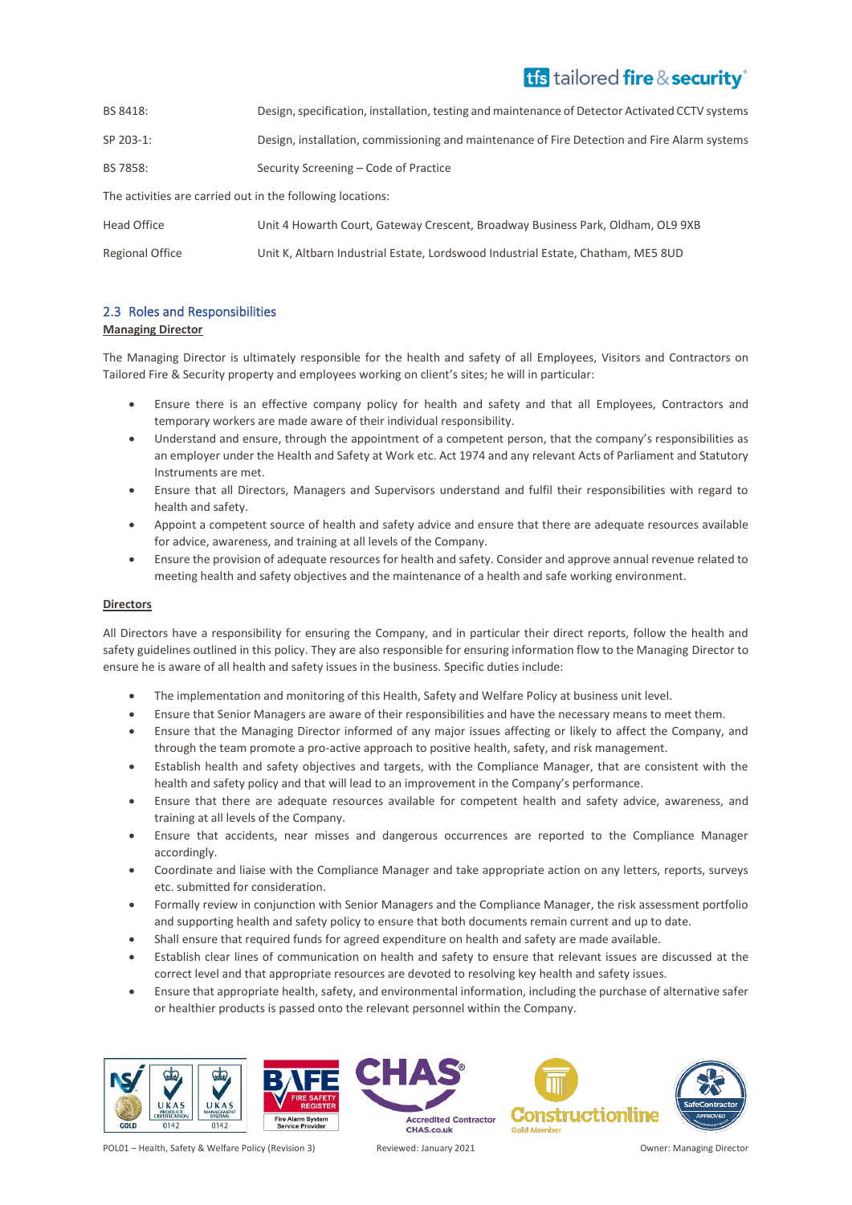| | |
|---|---|
| BS 8418: | Design, specification, installation, testing and maintenance of Detector Activated CCTV systems |
| SP 203-1: | Design, installation, commissioning and maintenance of Fire Detection and Fire Alarm systems |
| BS 7858: | Security Screening – Code of Practice |

The activities are carried out in the following locations:

| | |
|---|---|
| Head Office | Unit 4 Howarth Court, Gateway Crescent, Broadway Business Park, Oldham, OL9 9XB |
| Regional Office | Unit K, Altbarn Industrial Estate, Lordswood Industrial Estate, Chatham, ME5 8UD |

## 2.3 Roles and Responsibilities

**Managing Director**

The Managing Director is ultimately responsible for the health and safety of all Employees, Visitors and Contractors on Tailored Fire & Security property and employees working on client's sites; he will in particular:

- Ensure there is an effective company policy for health and safety and that all Employees, Contractors and temporary workers are made aware of their individual responsibility.
- Understand and ensure, through the appointment of a competent person, that the company's responsibilities as an employer under the Health and Safety at Work etc. Act 1974 and any relevant Acts of Parliament and Statutory Instruments are met.
- Ensure that all Directors, Managers and Supervisors understand and fulfil their responsibilities with regard to health and safety.
- Appoint a competent source of health and safety advice and ensure that there are adequate resources available for advice, awareness, and training at all levels of the Company.
- Ensure the provision of adequate resources for health and safety. Consider and approve annual revenue related to meeting health and safety objectives and the maintenance of a health and safe working environment.

**Directors**

All Directors have a responsibility for ensuring the Company, and in particular their direct reports, follow the health and safety guidelines outlined in this policy. They are also responsible for ensuring information flow to the Managing Director to ensure he is aware of all health and safety issues in the business. Specific duties include:

- The implementation and monitoring of this Health, Safety and Welfare Policy at business unit level.
- Ensure that Senior Managers are aware of their responsibilities and have the necessary means to meet them.
- Ensure that the Managing Director informed of any major issues affecting or likely to affect the Company, and through the team promote a pro-active approach to positive health, safety, and risk management.
- Establish health and safety objectives and targets, with the Compliance Manager, that are consistent with the health and safety policy and that will lead to an improvement in the Company's performance.
- Ensure that there are adequate resources available for competent health and safety advice, awareness, and training at all levels of the Company.
- Ensure that accidents, near misses and dangerous occurrences are reported to the Compliance Manager accordingly.
- Coordinate and liaise with the Compliance Manager and take appropriate action on any letters, reports, surveys etc. submitted for consideration.
- Formally review in conjunction with Senior Managers and the Compliance Manager, the risk assessment portfolio and supporting health and safety policy to ensure that both documents remain current and up to date.
- Shall ensure that required funds for agreed expenditure on health and safety are made available.
- Establish clear lines of communication on health and safety to ensure that relevant issues are discussed at the correct level and that appropriate resources are devoted to resolving key health and safety issues.
- Ensure that appropriate health, safety, and environmental information, including the purchase of alternative safer or healthier products is passed onto the relevant personnel within the Company.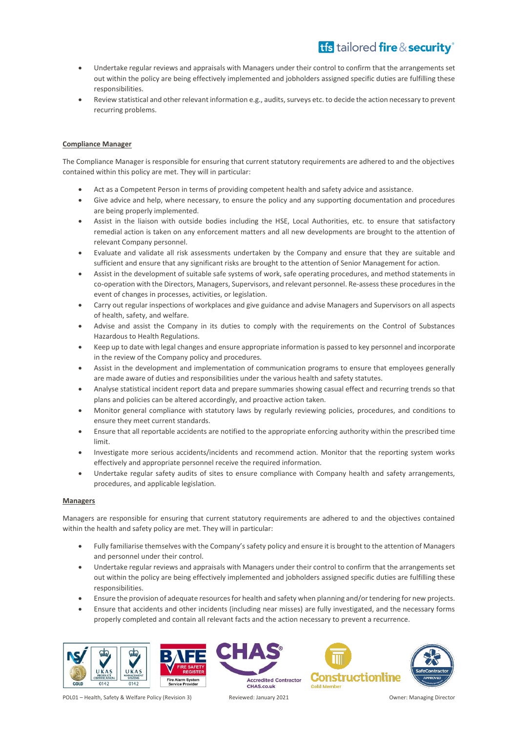- Undertake regular reviews and appraisals with Managers under their control to confirm that the arrangements set out within the policy are being effectively implemented and jobholders assigned specific duties are fulfilling these responsibilities.
- Review statistical and other relevant information e.g., audits, surveys etc. to decide the action necessary to prevent recurring problems.

**Compliance Manager**

The Compliance Manager is responsible for ensuring that current statutory requirements are adhered to and the objectives contained within this policy are met. They will in particular:

- Act as a Competent Person in terms of providing competent health and safety advice and assistance.
- Give advice and help, where necessary, to ensure the policy and any supporting documentation and procedures are being properly implemented.
- Assist in the liaison with outside bodies including the HSE, Local Authorities, etc. to ensure that satisfactory remedial action is taken on any enforcement matters and all new developments are brought to the attention of relevant Company personnel.
- Evaluate and validate all risk assessments undertaken by the Company and ensure that they are suitable and sufficient and ensure that any significant risks are brought to the attention of Senior Management for action.
- Assist in the development of suitable safe systems of work, safe operating procedures, and method statements in co-operation with the Directors, Managers, Supervisors, and relevant personnel. Re-assess these procedures in the event of changes in processes, activities, or legislation.
- Carry out regular inspections of workplaces and give guidance and advise Managers and Supervisors on all aspects of health, safety, and welfare.
- Advise and assist the Company in its duties to comply with the requirements on the Control of Substances Hazardous to Health Regulations.
- Keep up to date with legal changes and ensure appropriate information is passed to key personnel and incorporate in the review of the Company policy and procedures.
- Assist in the development and implementation of communication programs to ensure that employees generally are made aware of duties and responsibilities under the various health and safety statutes.
- Analyse statistical incident report data and prepare summaries showing casual effect and recurring trends so that plans and policies can be altered accordingly, and proactive action taken.
- Monitor general compliance with statutory laws by regularly reviewing policies, procedures, and conditions to ensure they meet current standards.
- Ensure that all reportable accidents are notified to the appropriate enforcing authority within the prescribed time limit.
- Investigate more serious accidents/incidents and recommend action. Monitor that the reporting system works effectively and appropriate personnel receive the required information.
- Undertake regular safety audits of sites to ensure compliance with Company health and safety arrangements, procedures, and applicable legislation.

**Managers**

Managers are responsible for ensuring that current statutory requirements are adhered to and the objectives contained within the health and safety policy are met. They will in particular:

- Fully familiarise themselves with the Company's safety policy and ensure it is brought to the attention of Managers and personnel under their control.
- Undertake regular reviews and appraisals with Managers under their control to confirm that the arrangements set out within the policy are being effectively implemented and jobholders assigned specific duties are fulfilling these responsibilities.
- Ensure the provision of adequate resources for health and safety when planning and/or tendering for new projects.
- Ensure that accidents and other incidents (including near misses) are fully investigated, and the necessary forms properly completed and contain all relevant facts and the action necessary to prevent a recurrence.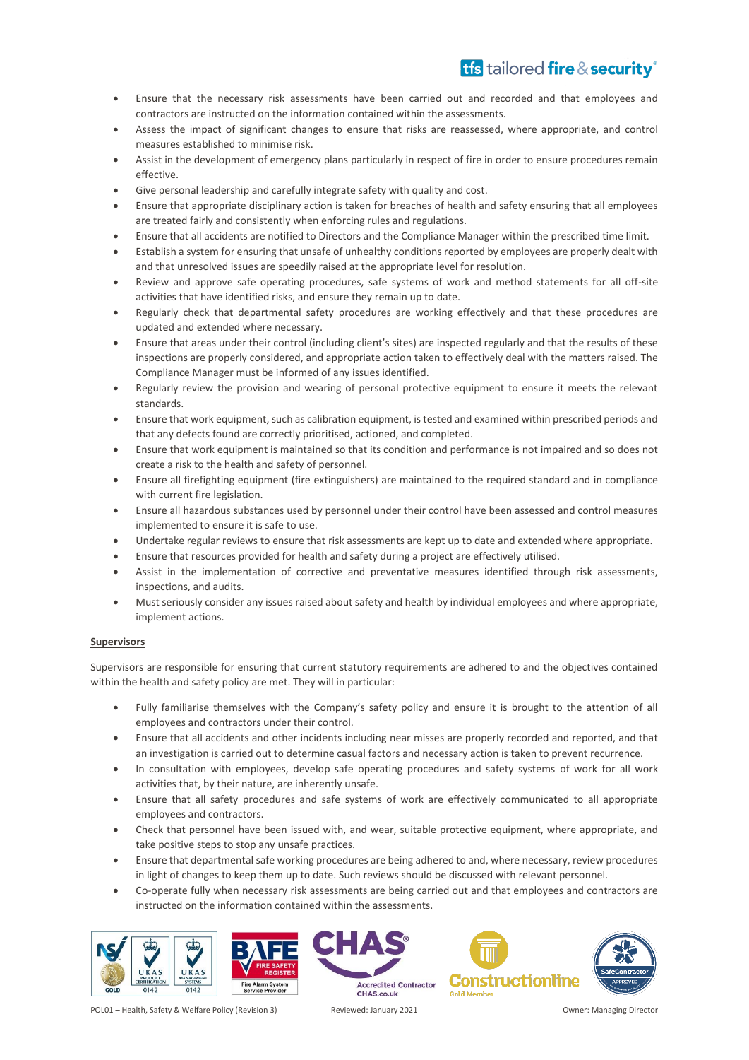- Ensure that the necessary risk assessments have been carried out and recorded and that employees and contractors are instructed on the information contained within the assessments.
- Assess the impact of significant changes to ensure that risks are reassessed, where appropriate, and control measures established to minimise risk.
- Assist in the development of emergency plans particularly in respect of fire in order to ensure procedures remain effective.
- Give personal leadership and carefully integrate safety with quality and cost.
- Ensure that appropriate disciplinary action is taken for breaches of health and safety ensuring that all employees are treated fairly and consistently when enforcing rules and regulations.
- Ensure that all accidents are notified to Directors and the Compliance Manager within the prescribed time limit.
- Establish a system for ensuring that unsafe of unhealthy conditions reported by employees are properly dealt with and that unresolved issues are speedily raised at the appropriate level for resolution.
- Review and approve safe operating procedures, safe systems of work and method statements for all off-site activities that have identified risks, and ensure they remain up to date.
- Regularly check that departmental safety procedures are working effectively and that these procedures are updated and extended where necessary.
- Ensure that areas under their control (including client's sites) are inspected regularly and that the results of these inspections are properly considered, and appropriate action taken to effectively deal with the matters raised. The Compliance Manager must be informed of any issues identified.
- Regularly review the provision and wearing of personal protective equipment to ensure it meets the relevant standards.
- Ensure that work equipment, such as calibration equipment, is tested and examined within prescribed periods and that any defects found are correctly prioritised, actioned, and completed.
- Ensure that work equipment is maintained so that its condition and performance is not impaired and so does not create a risk to the health and safety of personnel.
- Ensure all firefighting equipment (fire extinguishers) are maintained to the required standard and in compliance with current fire legislation.
- Ensure all hazardous substances used by personnel under their control have been assessed and control measures implemented to ensure it is safe to use.
- Undertake regular reviews to ensure that risk assessments are kept up to date and extended where appropriate.
- Ensure that resources provided for health and safety during a project are effectively utilised.
- Assist in the implementation of corrective and preventative measures identified through risk assessments, inspections, and audits.
- Must seriously consider any issues raised about safety and health by individual employees and where appropriate, implement actions.

**Supervisors**

Supervisors are responsible for ensuring that current statutory requirements are adhered to and the objectives contained within the health and safety policy are met. They will in particular:

- Fully familiarise themselves with the Company's safety policy and ensure it is brought to the attention of all employees and contractors under their control.
- Ensure that all accidents and other incidents including near misses are properly recorded and reported, and that an investigation is carried out to determine casual factors and necessary action is taken to prevent recurrence.
- In consultation with employees, develop safe operating procedures and safety systems of work for all work activities that, by their nature, are inherently unsafe.
- Ensure that all safety procedures and safe systems of work are effectively communicated to all appropriate employees and contractors.
- Check that personnel have been issued with, and wear, suitable protective equipment, where appropriate, and take positive steps to stop any unsafe practices.
- Ensure that departmental safe working procedures are being adhered to and, where necessary, review procedures in light of changes to keep them up to date. Such reviews should be discussed with relevant personnel.
- Co-operate fully when necessary risk assessments are being carried out and that employees and contractors are instructed on the information contained within the assessments.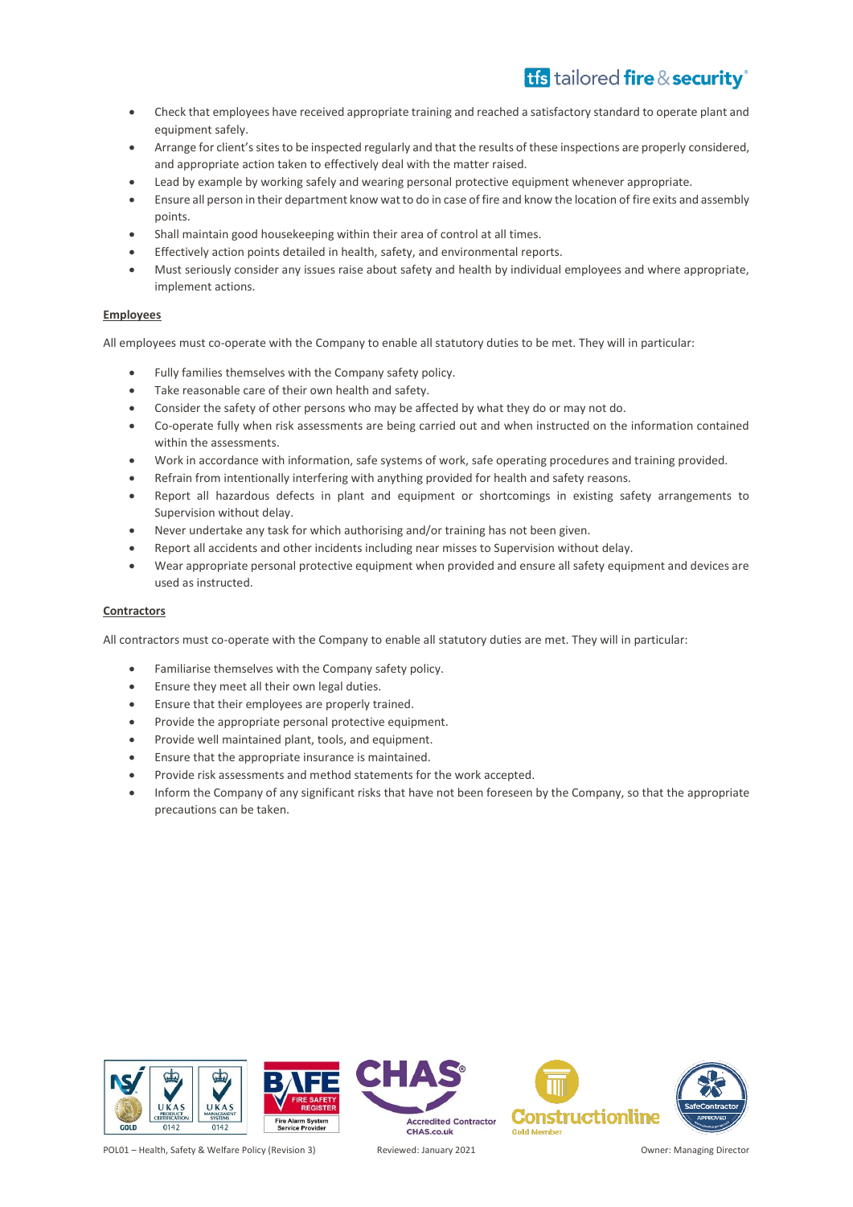- Check that employees have received appropriate training and reached a satisfactory standard to operate plant and equipment safely.
- Arrange for client's sites to be inspected regularly and that the results of these inspections are properly considered, and appropriate action taken to effectively deal with the matter raised.
- Lead by example by working safely and wearing personal protective equipment whenever appropriate.
- Ensure all person in their department know wat to do in case of fire and know the location of fire exits and assembly points.
- Shall maintain good housekeeping within their area of control at all times.
- Effectively action points detailed in health, safety, and environmental reports.
- Must seriously consider any issues raise about safety and health by individual employees and where appropriate, implement actions.

**Employees**

All employees must co-operate with the Company to enable all statutory duties to be met. They will in particular:

- Fully families themselves with the Company safety policy.
- Take reasonable care of their own health and safety.
- Consider the safety of other persons who may be affected by what they do or may not do.
- Co-operate fully when risk assessments are being carried out and when instructed on the information contained within the assessments.
- Work in accordance with information, safe systems of work, safe operating procedures and training provided.
- Refrain from intentionally interfering with anything provided for health and safety reasons.
- Report all hazardous defects in plant and equipment or shortcomings in existing safety arrangements to Supervision without delay.
- Never undertake any task for which authorising and/or training has not been given.
- Report all accidents and other incidents including near misses to Supervision without delay.
- Wear appropriate personal protective equipment when provided and ensure all safety equipment and devices are used as instructed.

**Contractors**

All contractors must co-operate with the Company to enable all statutory duties are met. They will in particular:

- Familiarise themselves with the Company safety policy.
- Ensure they meet all their own legal duties.
- Ensure that their employees are properly trained.
- Provide the appropriate personal protective equipment.
- Provide well maintained plant, tools, and equipment.
- Ensure that the appropriate insurance is maintained.
- Provide risk assessments and method statements for the work accepted.
- Inform the Company of any significant risks that have not been foreseen by the Company, so that the appropriate precautions can be taken.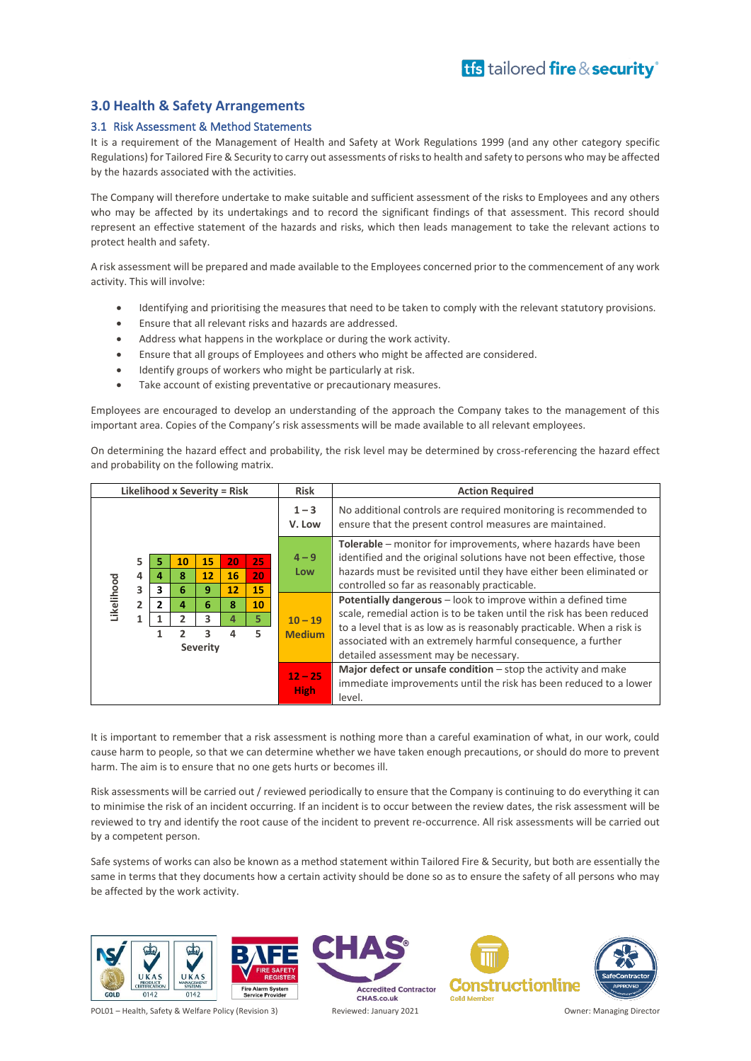## 3.0 Health & Safety Arrangements

### 3.1 Risk Assessment & Method Statements

It is a requirement of the Management of Health and Safety at Work Regulations 1999 (and any other category specific Regulations) for Tailored Fire & Security to carry out assessments of risks to health and safety to persons who may be affected by the hazards associated with the activities.

The Company will therefore undertake to make suitable and sufficient assessment of the risks to Employees and any others who may be affected by its undertakings and to record the significant findings of that assessment. This record should represent an effective statement of the hazards and risks, which then leads management to take the relevant actions to protect health and safety.

A risk assessment will be prepared and made available to the Employees concerned prior to the commencement of any work activity. This will involve:

- Identifying and prioritising the measures that need to be taken to comply with the relevant statutory provisions.
- Ensure that all relevant risks and hazards are addressed.
- Address what happens in the workplace or during the work activity.
- Ensure that all groups of Employees and others who might be affected are considered.
- Identify groups of workers who might be particularly at risk.
- Take account of existing preventative or precautionary measures.

Employees are encouraged to develop an understanding of the approach the Company takes to the management of this important area. Copies of the Company's risk assessments will be made available to all relevant employees.

On determining the hazard effect and probability, the risk level may be determined by cross-referencing the hazard effect and probability on the following matrix.

**Likelihood x Severity = Risk**

| Likelihood | Severity 1 | Severity 2 | Severity 3 | Severity 4 | Severity 5 |
|---|---|---|---|---|---|
| 5 | 5 | 10 | 15 | 20 | 25 |
| 4 | 4 | 8 | 12 | 16 | 20 |
| 3 | 3 | 6 | 9 | 12 | 15 |
| 2 | 2 | 4 | 6 | 8 | 10 |
| 1 | 1 | 2 | 3 | 4 | 5 |

| Risk | Action Required |
|---|---|
| 1 – 3 V. Low | No additional controls are required monitoring is recommended to ensure that the present control measures are maintained. |
| 4 – 9 Low | **Tolerable** – monitor for improvements, where hazards have been identified and the original solutions have not been effective, those hazards must be revisited until they have either been eliminated or controlled so far as reasonably practicable. |
| 10 – 19 Medium | **Potentially dangerous** – look to improve within a defined time scale, remedial action is to be taken until the risk has been reduced to a level that is as low as is reasonably practicable. When a risk is associated with an extremely harmful consequence, a further detailed assessment may be necessary. |
| 12 – 25 High | **Major defect or unsafe condition** – stop the activity and make immediate improvements until the risk has been reduced to a lower level. |

It is important to remember that a risk assessment is nothing more than a careful examination of what, in our work, could cause harm to people, so that we can determine whether we have taken enough precautions, or should do more to prevent harm. The aim is to ensure that no one gets hurts or becomes ill.

Risk assessments will be carried out / reviewed periodically to ensure that the Company is continuing to do everything it can to minimise the risk of an incident occurring. If an incident is to occur between the review dates, the risk assessment will be reviewed to try and identify the root cause of the incident to prevent re-occurrence. All risk assessments will be carried out by a competent person.

Safe systems of works can also be known as a method statement within Tailored Fire & Security, but both are essentially the same in terms that they documents how a certain activity should be done so as to ensure the safety of all persons who may be affected by the work activity.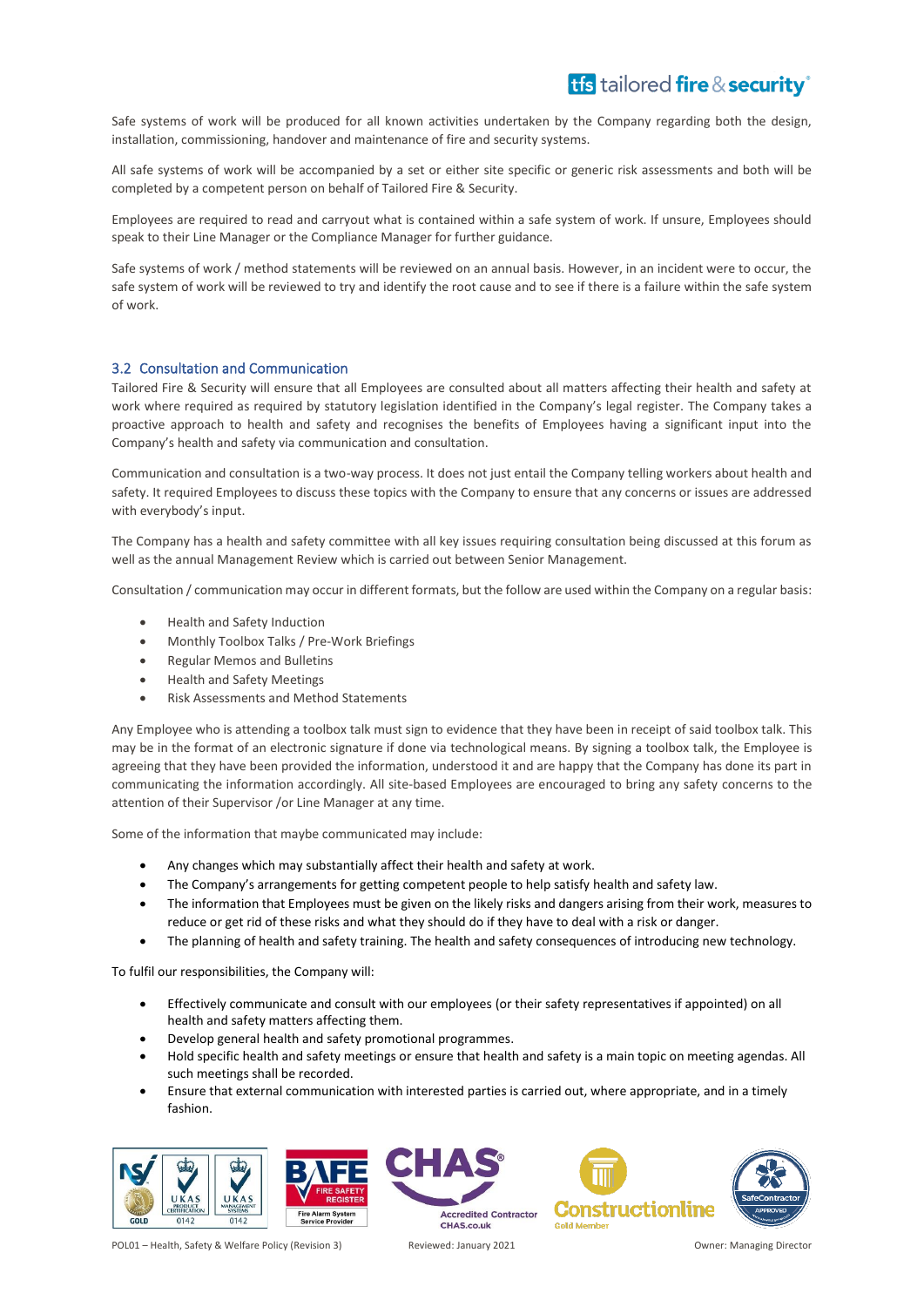Safe systems of work will be produced for all known activities undertaken by the Company regarding both the design, installation, commissioning, handover and maintenance of fire and security systems.

All safe systems of work will be accompanied by a set or either site specific or generic risk assessments and both will be completed by a competent person on behalf of Tailored Fire & Security.

Employees are required to read and carryout what is contained within a safe system of work. If unsure, Employees should speak to their Line Manager or the Compliance Manager for further guidance.

Safe systems of work / method statements will be reviewed on an annual basis. However, in an incident were to occur, the safe system of work will be reviewed to try and identify the root cause and to see if there is a failure within the safe system of work.

## 3.2 Consultation and Communication

Tailored Fire & Security will ensure that all Employees are consulted about all matters affecting their health and safety at work where required as required by statutory legislation identified in the Company's legal register. The Company takes a proactive approach to health and safety and recognises the benefits of Employees having a significant input into the Company's health and safety via communication and consultation.

Communication and consultation is a two-way process. It does not just entail the Company telling workers about health and safety. It required Employees to discuss these topics with the Company to ensure that any concerns or issues are addressed with everybody's input.

The Company has a health and safety committee with all key issues requiring consultation being discussed at this forum as well as the annual Management Review which is carried out between Senior Management.

Consultation / communication may occur in different formats, but the follow are used within the Company on a regular basis:

- Health and Safety Induction
- Monthly Toolbox Talks / Pre-Work Briefings
- Regular Memos and Bulletins
- Health and Safety Meetings
- Risk Assessments and Method Statements

Any Employee who is attending a toolbox talk must sign to evidence that they have been in receipt of said toolbox talk. This may be in the format of an electronic signature if done via technological means. By signing a toolbox talk, the Employee is agreeing that they have been provided the information, understood it and are happy that the Company has done its part in communicating the information accordingly. All site-based Employees are encouraged to bring any safety concerns to the attention of their Supervisor /or Line Manager at any time.

Some of the information that maybe communicated may include:

- Any changes which may substantially affect their health and safety at work.
- The Company's arrangements for getting competent people to help satisfy health and safety law.
- The information that Employees must be given on the likely risks and dangers arising from their work, measures to reduce or get rid of these risks and what they should do if they have to deal with a risk or danger.
- The planning of health and safety training. The health and safety consequences of introducing new technology.

To fulfil our responsibilities, the Company will:

- Effectively communicate and consult with our employees (or their safety representatives if appointed) on all health and safety matters affecting them.
- Develop general health and safety promotional programmes.
- Hold specific health and safety meetings or ensure that health and safety is a main topic on meeting agendas. All such meetings shall be recorded.
- Ensure that external communication with interested parties is carried out, where appropriate, and in a timely fashion.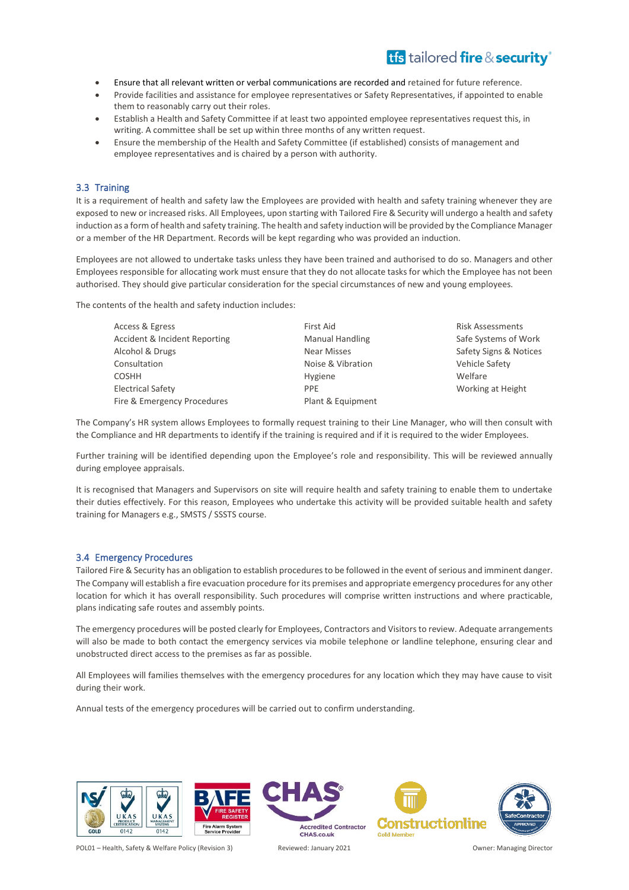- Ensure that all relevant written or verbal communications are recorded and retained for future reference.
- Provide facilities and assistance for employee representatives or Safety Representatives, if appointed to enable them to reasonably carry out their roles.
- Establish a Health and Safety Committee if at least two appointed employee representatives request this, in writing. A committee shall be set up within three months of any written request.
- Ensure the membership of the Health and Safety Committee (if established) consists of management and employee representatives and is chaired by a person with authority.

## 3.3 Training

It is a requirement of health and safety law the Employees are provided with health and safety training whenever they are exposed to new or increased risks. All Employees, upon starting with Tailored Fire & Security will undergo a health and safety induction as a form of health and safety training. The health and safety induction will be provided by the Compliance Manager or a member of the HR Department. Records will be kept regarding who was provided an induction.

Employees are not allowed to undertake tasks unless they have been trained and authorised to do so. Managers and other Employees responsible for allocating work must ensure that they do not allocate tasks for which the Employee has not been authorised. They should give particular consideration for the special circumstances of new and young employees.

The contents of the health and safety induction includes:

| | | |
|---|---|---|
| Access & Egress | First Aid | Risk Assessments |
| Accident & Incident Reporting | Manual Handling | Safe Systems of Work |
| Alcohol & Drugs | Near Misses | Safety Signs & Notices |
| Consultation | Noise & Vibration | Vehicle Safety |
| COSHH | Hygiene | Welfare |
| Electrical Safety | PPE | Working at Height |
| Fire & Emergency Procedures | Plant & Equipment | |

The Company's HR system allows Employees to formally request training to their Line Manager, who will then consult with the Compliance and HR departments to identify if the training is required and if it is required to the wider Employees.

Further training will be identified depending upon the Employee's role and responsibility. This will be reviewed annually during employee appraisals.

It is recognised that Managers and Supervisors on site will require health and safety training to enable them to undertake their duties effectively. For this reason, Employees who undertake this activity will be provided suitable health and safety training for Managers e.g., SMSTS / SSSTS course.

## 3.4 Emergency Procedures

Tailored Fire & Security has an obligation to establish procedures to be followed in the event of serious and imminent danger. The Company will establish a fire evacuation procedure for its premises and appropriate emergency procedures for any other location for which it has overall responsibility. Such procedures will comprise written instructions and where practicable, plans indicating safe routes and assembly points.

The emergency procedures will be posted clearly for Employees, Contractors and Visitors to review. Adequate arrangements will also be made to both contact the emergency services via mobile telephone or landline telephone, ensuring clear and unobstructed direct access to the premises as far as possible.

All Employees will families themselves with the emergency procedures for any location which they may have cause to visit during their work.

Annual tests of the emergency procedures will be carried out to confirm understanding.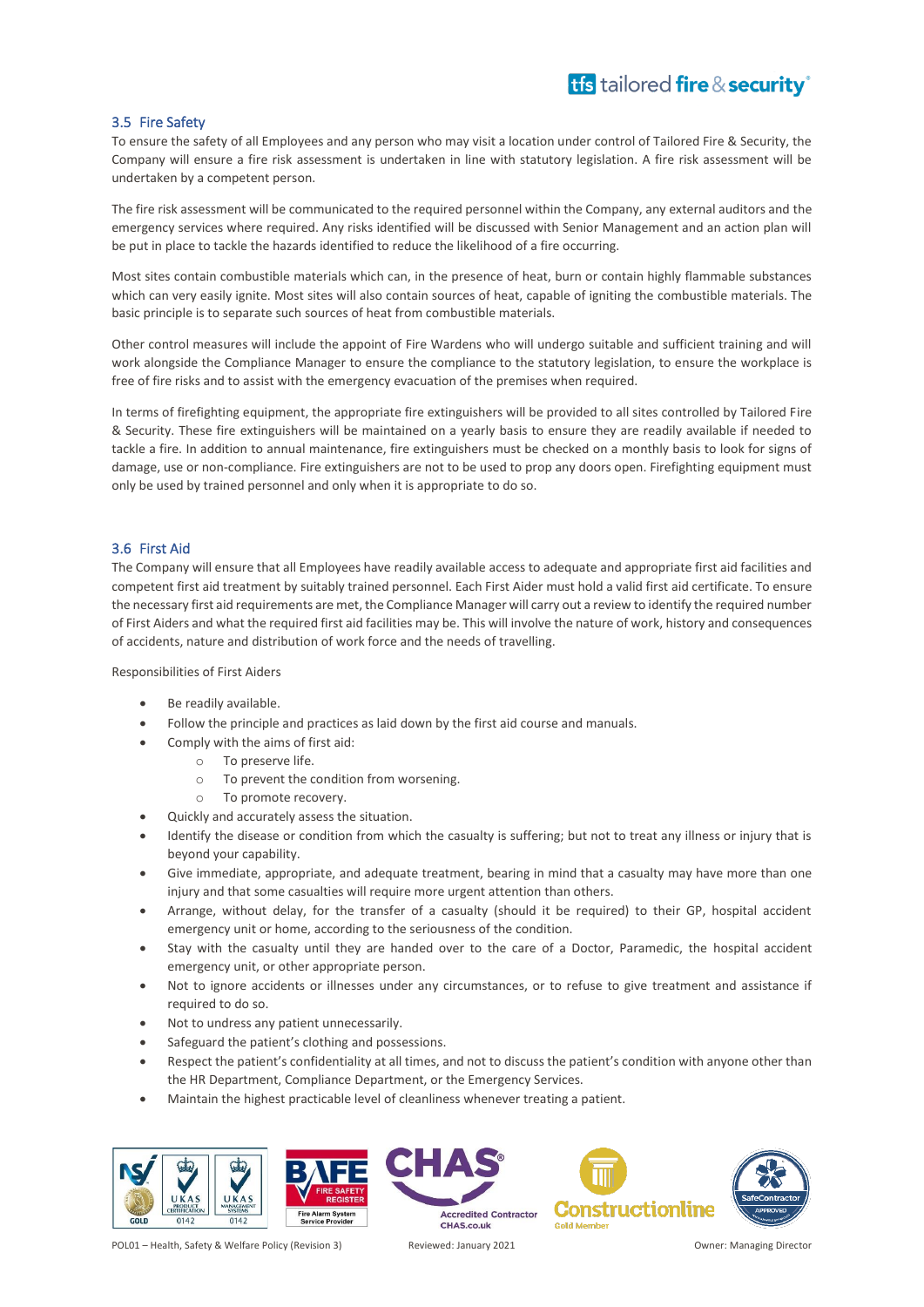## 3.5 Fire Safety

To ensure the safety of all Employees and any person who may visit a location under control of Tailored Fire & Security, the Company will ensure a fire risk assessment is undertaken in line with statutory legislation. A fire risk assessment will be undertaken by a competent person.

The fire risk assessment will be communicated to the required personnel within the Company, any external auditors and the emergency services where required. Any risks identified will be discussed with Senior Management and an action plan will be put in place to tackle the hazards identified to reduce the likelihood of a fire occurring.

Most sites contain combustible materials which can, in the presence of heat, burn or contain highly flammable substances which can very easily ignite. Most sites will also contain sources of heat, capable of igniting the combustible materials. The basic principle is to separate such sources of heat from combustible materials.

Other control measures will include the appoint of Fire Wardens who will undergo suitable and sufficient training and will work alongside the Compliance Manager to ensure the compliance to the statutory legislation, to ensure the workplace is free of fire risks and to assist with the emergency evacuation of the premises when required.

In terms of firefighting equipment, the appropriate fire extinguishers will be provided to all sites controlled by Tailored Fire & Security. These fire extinguishers will be maintained on a yearly basis to ensure they are readily available if needed to tackle a fire. In addition to annual maintenance, fire extinguishers must be checked on a monthly basis to look for signs of damage, use or non-compliance. Fire extinguishers are not to be used to prop any doors open. Firefighting equipment must only be used by trained personnel and only when it is appropriate to do so.

## 3.6 First Aid

The Company will ensure that all Employees have readily available access to adequate and appropriate first aid facilities and competent first aid treatment by suitably trained personnel. Each First Aider must hold a valid first aid certificate. To ensure the necessary first aid requirements are met, the Compliance Manager will carry out a review to identify the required number of First Aiders and what the required first aid facilities may be. This will involve the nature of work, history and consequences of accidents, nature and distribution of work force and the needs of travelling.

Responsibilities of First Aiders

- Be readily available.
- Follow the principle and practices as laid down by the first aid course and manuals.
- Comply with the aims of first aid:
  - To preserve life.
  - To prevent the condition from worsening.
  - To promote recovery.
- Quickly and accurately assess the situation.
- Identify the disease or condition from which the casualty is suffering; but not to treat any illness or injury that is beyond your capability.
- Give immediate, appropriate, and adequate treatment, bearing in mind that a casualty may have more than one injury and that some casualties will require more urgent attention than others.
- Arrange, without delay, for the transfer of a casualty (should it be required) to their GP, hospital accident emergency unit or home, according to the seriousness of the condition.
- Stay with the casualty until they are handed over to the care of a Doctor, Paramedic, the hospital accident emergency unit, or other appropriate person.
- Not to ignore accidents or illnesses under any circumstances, or to refuse to give treatment and assistance if required to do so.
- Not to undress any patient unnecessarily.
- Safeguard the patient's clothing and possessions.
- Respect the patient's confidentiality at all times, and not to discuss the patient's condition with anyone other than the HR Department, Compliance Department, or the Emergency Services.
- Maintain the highest practicable level of cleanliness whenever treating a patient.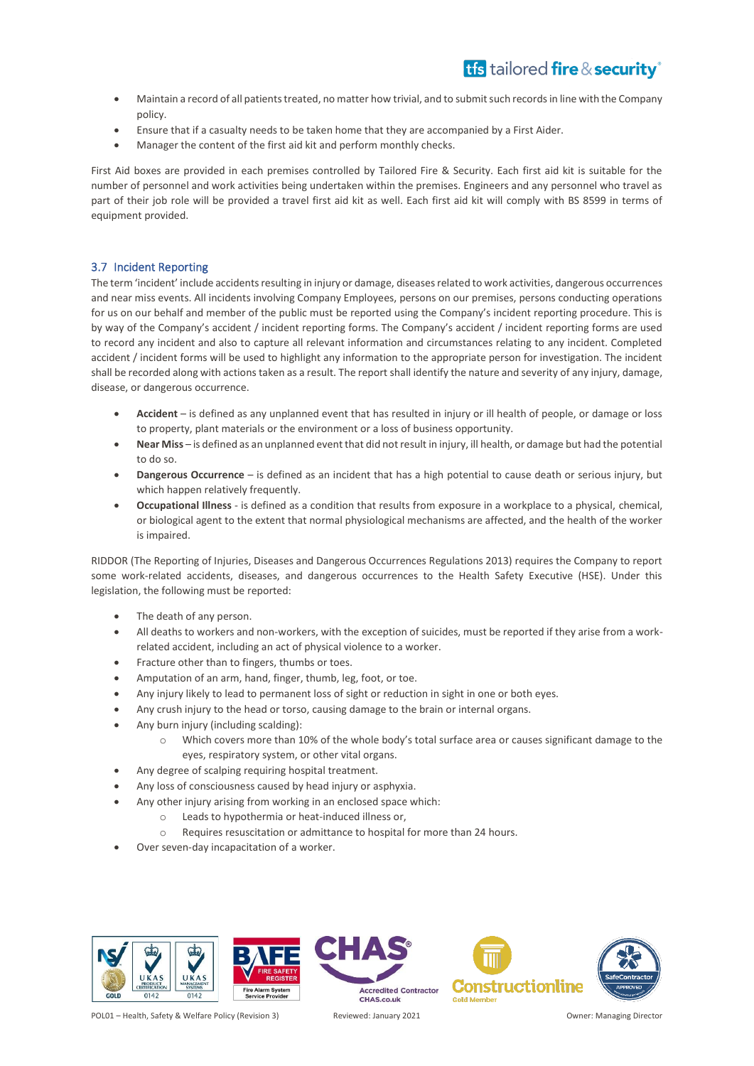- Maintain a record of all patients treated, no matter how trivial, and to submit such records in line with the Company policy.
- Ensure that if a casualty needs to be taken home that they are accompanied by a First Aider.
- Manager the content of the first aid kit and perform monthly checks.

First Aid boxes are provided in each premises controlled by Tailored Fire & Security. Each first aid kit is suitable for the number of personnel and work activities being undertaken within the premises. Engineers and any personnel who travel as part of their job role will be provided a travel first aid kit as well. Each first aid kit will comply with BS 8599 in terms of equipment provided.

### 3.7 Incident Reporting

The term 'incident' include accidents resulting in injury or damage, diseases related to work activities, dangerous occurrences and near miss events. All incidents involving Company Employees, persons on our premises, persons conducting operations for us on our behalf and member of the public must be reported using the Company's incident reporting procedure. This is by way of the Company's accident / incident reporting forms. The Company's accident / incident reporting forms are used to record any incident and also to capture all relevant information and circumstances relating to any incident. Completed accident / incident forms will be used to highlight any information to the appropriate person for investigation. The incident shall be recorded along with actions taken as a result. The report shall identify the nature and severity of any injury, damage, disease, or dangerous occurrence.

- **Accident** – is defined as any unplanned event that has resulted in injury or ill health of people, or damage or loss to property, plant materials or the environment or a loss of business opportunity.
- **Near Miss** – is defined as an unplanned event that did not result in injury, ill health, or damage but had the potential to do so.
- **Dangerous Occurrence** – is defined as an incident that has a high potential to cause death or serious injury, but which happen relatively frequently.
- **Occupational Illness** - is defined as a condition that results from exposure in a workplace to a physical, chemical, or biological agent to the extent that normal physiological mechanisms are affected, and the health of the worker is impaired.

RIDDOR (The Reporting of Injuries, Diseases and Dangerous Occurrences Regulations 2013) requires the Company to report some work-related accidents, diseases, and dangerous occurrences to the Health Safety Executive (HSE). Under this legislation, the following must be reported:

- The death of any person.
- All deaths to workers and non-workers, with the exception of suicides, must be reported if they arise from a work-related accident, including an act of physical violence to a worker.
- Fracture other than to fingers, thumbs or toes.
- Amputation of an arm, hand, finger, thumb, leg, foot, or toe.
- Any injury likely to lead to permanent loss of sight or reduction in sight in one or both eyes.
- Any crush injury to the head or torso, causing damage to the brain or internal organs.
- Any burn injury (including scalding):
  - Which covers more than 10% of the whole body's total surface area or causes significant damage to the eyes, respiratory system, or other vital organs.
- Any degree of scalping requiring hospital treatment.
- Any loss of consciousness caused by head injury or asphyxia.
- Any other injury arising from working in an enclosed space which:
  - Leads to hypothermia or heat-induced illness or,
  - Requires resuscitation or admittance to hospital for more than 24 hours.
- Over seven-day incapacitation of a worker.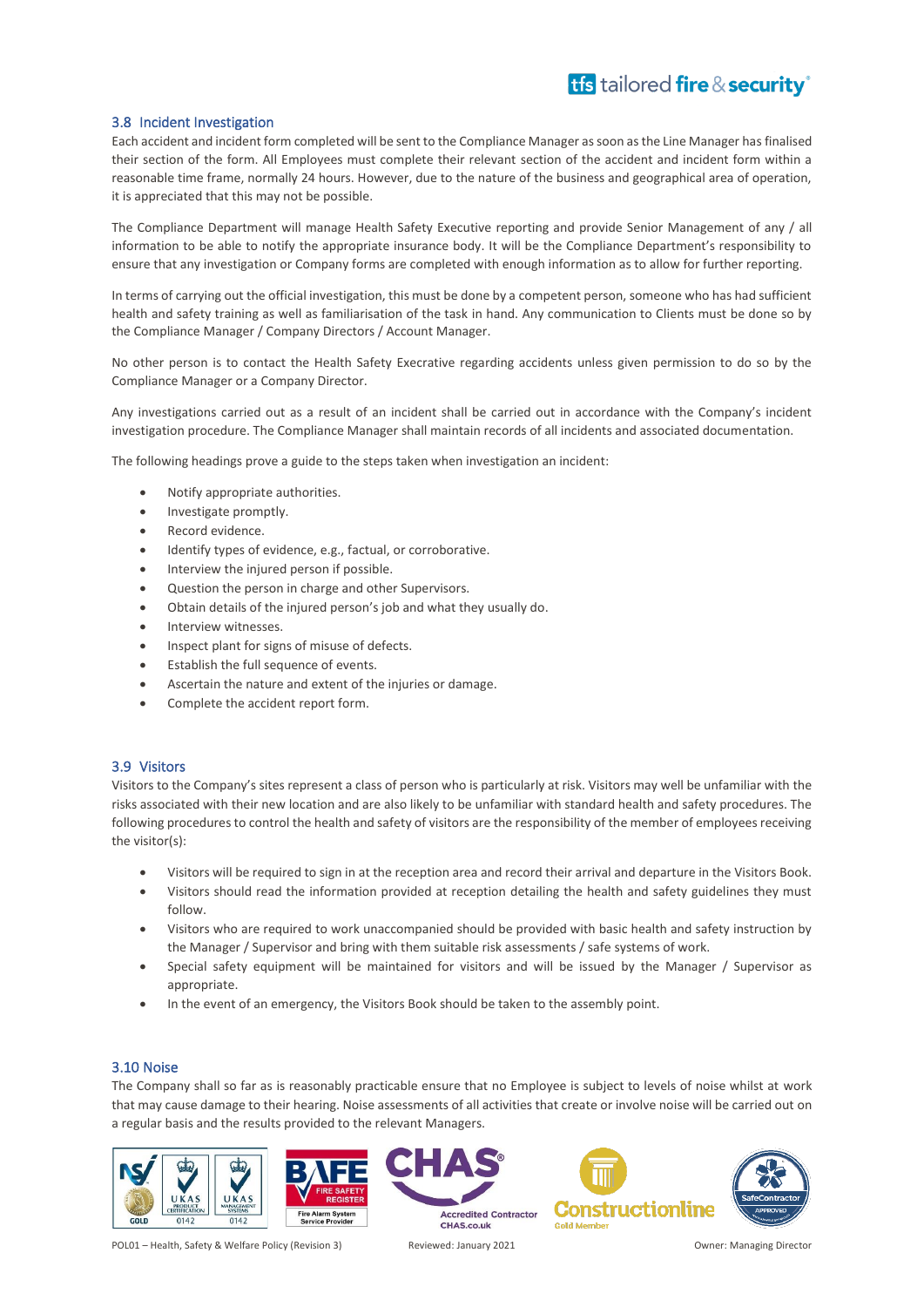## 3.8 Incident Investigation

Each accident and incident form completed will be sent to the Compliance Manager as soon as the Line Manager has finalised their section of the form. All Employees must complete their relevant section of the accident and incident form within a reasonable time frame, normally 24 hours. However, due to the nature of the business and geographical area of operation, it is appreciated that this may not be possible.

The Compliance Department will manage Health Safety Executive reporting and provide Senior Management of any / all information to be able to notify the appropriate insurance body. It will be the Compliance Department's responsibility to ensure that any investigation or Company forms are completed with enough information as to allow for further reporting.

In terms of carrying out the official investigation, this must be done by a competent person, someone who has had sufficient health and safety training as well as familiarisation of the task in hand. Any communication to Clients must be done so by the Compliance Manager / Company Directors / Account Manager.

No other person is to contact the Health Safety Execrative regarding accidents unless given permission to do so by the Compliance Manager or a Company Director.

Any investigations carried out as a result of an incident shall be carried out in accordance with the Company's incident investigation procedure. The Compliance Manager shall maintain records of all incidents and associated documentation.

The following headings prove a guide to the steps taken when investigation an incident:

- Notify appropriate authorities.
- Investigate promptly.
- Record evidence.
- Identify types of evidence, e.g., factual, or corroborative.
- Interview the injured person if possible.
- Question the person in charge and other Supervisors.
- Obtain details of the injured person's job and what they usually do.
- Interview witnesses.
- Inspect plant for signs of misuse of defects.
- Establish the full sequence of events.
- Ascertain the nature and extent of the injuries or damage.
- Complete the accident report form.

## 3.9 Visitors

Visitors to the Company's sites represent a class of person who is particularly at risk. Visitors may well be unfamiliar with the risks associated with their new location and are also likely to be unfamiliar with standard health and safety procedures. The following procedures to control the health and safety of visitors are the responsibility of the member of employees receiving the visitor(s):

- Visitors will be required to sign in at the reception area and record their arrival and departure in the Visitors Book.
- Visitors should read the information provided at reception detailing the health and safety guidelines they must follow.
- Visitors who are required to work unaccompanied should be provided with basic health and safety instruction by the Manager / Supervisor and bring with them suitable risk assessments / safe systems of work.
- Special safety equipment will be maintained for visitors and will be issued by the Manager / Supervisor as appropriate.
- In the event of an emergency, the Visitors Book should be taken to the assembly point.

## 3.10 Noise

The Company shall so far as is reasonably practicable ensure that no Employee is subject to levels of noise whilst at work that may cause damage to their hearing. Noise assessments of all activities that create or involve noise will be carried out on a regular basis and the results provided to the relevant Managers.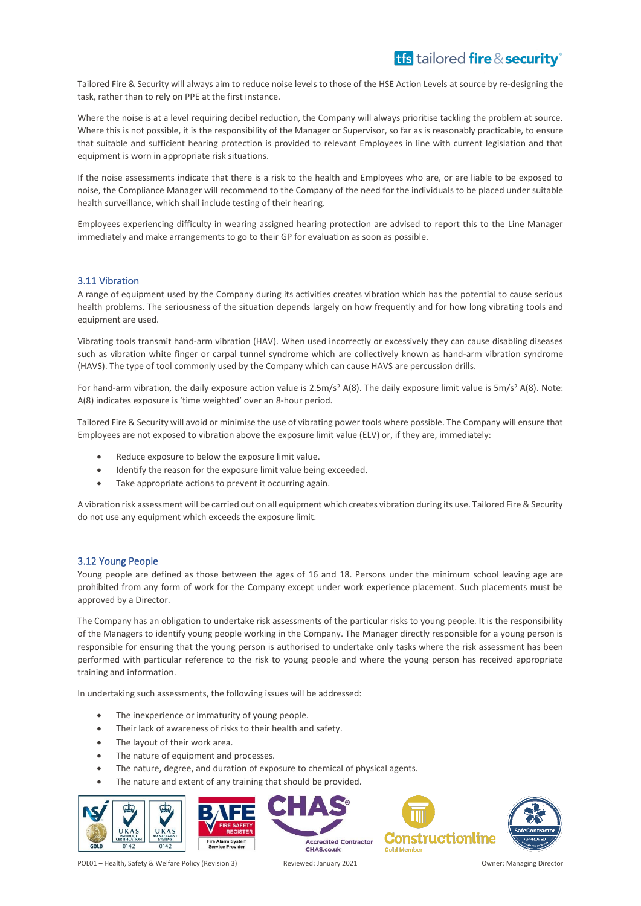Tailored Fire & Security will always aim to reduce noise levels to those of the HSE Action Levels at source by re-designing the task, rather than to rely on PPE at the first instance.

Where the noise is at a level requiring decibel reduction, the Company will always prioritise tackling the problem at source. Where this is not possible, it is the responsibility of the Manager or Supervisor, so far as is reasonably practicable, to ensure that suitable and sufficient hearing protection is provided to relevant Employees in line with current legislation and that equipment is worn in appropriate risk situations.

If the noise assessments indicate that there is a risk to the health and Employees who are, or are liable to be exposed to noise, the Compliance Manager will recommend to the Company of the need for the individuals to be placed under suitable health surveillance, which shall include testing of their hearing.

Employees experiencing difficulty in wearing assigned hearing protection are advised to report this to the Line Manager immediately and make arrangements to go to their GP for evaluation as soon as possible.

## 3.11 Vibration

A range of equipment used by the Company during its activities creates vibration which has the potential to cause serious health problems. The seriousness of the situation depends largely on how frequently and for how long vibrating tools and equipment are used.

Vibrating tools transmit hand-arm vibration (HAV). When used incorrectly or excessively they can cause disabling diseases such as vibration white finger or carpal tunnel syndrome which are collectively known as hand-arm vibration syndrome (HAVS). The type of tool commonly used by the Company which can cause HAVS are percussion drills.

For hand-arm vibration, the daily exposure action value is $2.5 m/s^2$ A(8). The daily exposure limit value is $5 m/s^2$ A(8). Note: A(8) indicates exposure is 'time weighted' over an 8-hour period.

Tailored Fire & Security will avoid or minimise the use of vibrating power tools where possible. The Company will ensure that Employees are not exposed to vibration above the exposure limit value (ELV) or, if they are, immediately:

- Reduce exposure to below the exposure limit value.
- Identify the reason for the exposure limit value being exceeded.
- Take appropriate actions to prevent it occurring again.

A vibration risk assessment will be carried out on all equipment which creates vibration during its use. Tailored Fire & Security do not use any equipment which exceeds the exposure limit.

## 3.12 Young People

Young people are defined as those between the ages of 16 and 18. Persons under the minimum school leaving age are prohibited from any form of work for the Company except under work experience placement. Such placements must be approved by a Director.

The Company has an obligation to undertake risk assessments of the particular risks to young people. It is the responsibility of the Managers to identify young people working in the Company. The Manager directly responsible for a young person is responsible for ensuring that the young person is authorised to undertake only tasks where the risk assessment has been performed with particular reference to the risk to young people and where the young person has received appropriate training and information.

In undertaking such assessments, the following issues will be addressed:

- The inexperience or immaturity of young people.
- Their lack of awareness of risks to their health and safety.
- The layout of their work area.
- The nature of equipment and processes.
- The nature, degree, and duration of exposure to chemical of physical agents.
- The nature and extent of any training that should be provided.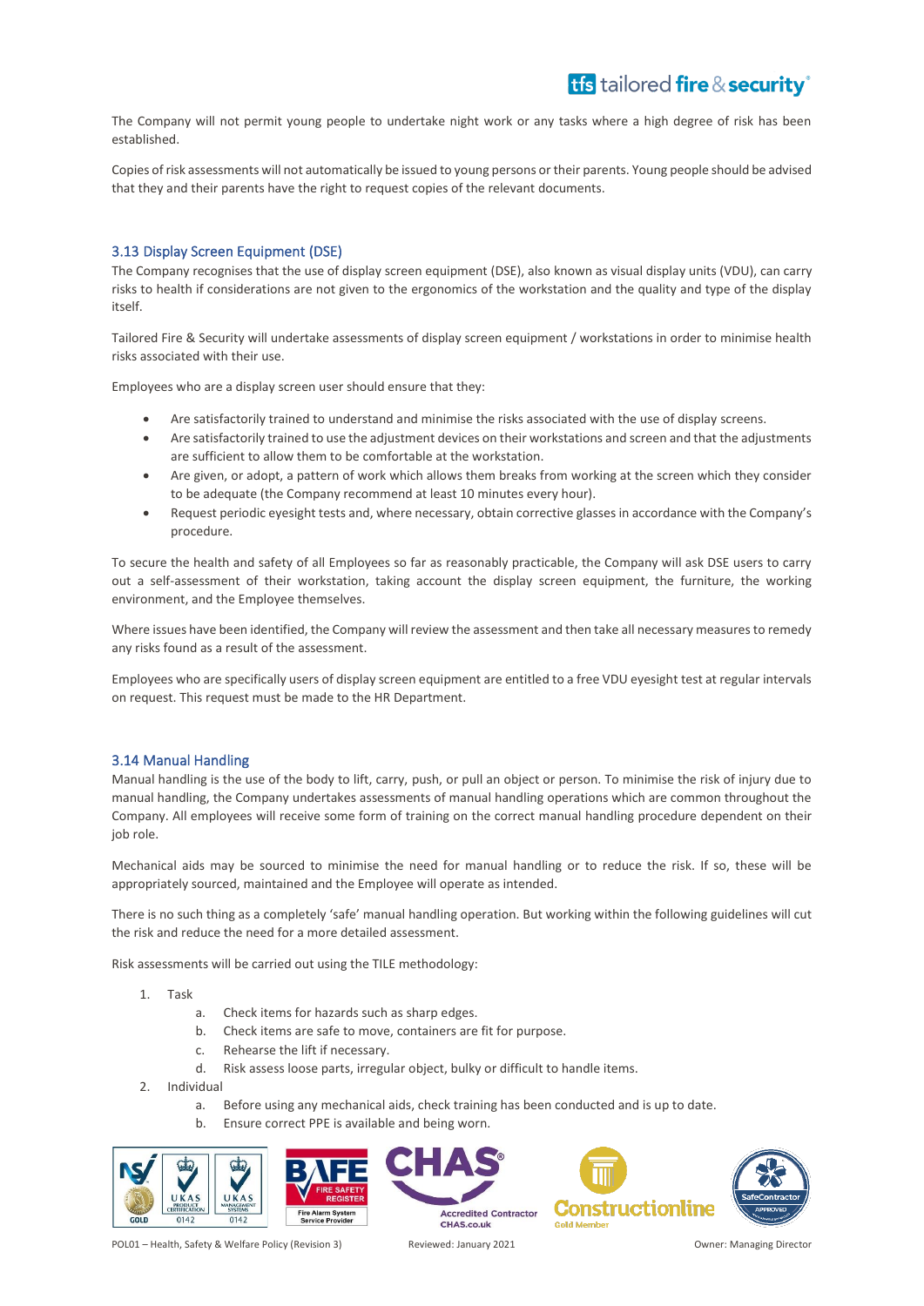The Company will not permit young people to undertake night work or any tasks where a high degree of risk has been established.

Copies of risk assessments will not automatically be issued to young persons or their parents. Young people should be advised that they and their parents have the right to request copies of the relevant documents.

### 3.13 Display Screen Equipment (DSE)

The Company recognises that the use of display screen equipment (DSE), also known as visual display units (VDU), can carry risks to health if considerations are not given to the ergonomics of the workstation and the quality and type of the display itself.

Tailored Fire & Security will undertake assessments of display screen equipment / workstations in order to minimise health risks associated with their use.

Employees who are a display screen user should ensure that they:

- Are satisfactorily trained to understand and minimise the risks associated with the use of display screens.
- Are satisfactorily trained to use the adjustment devices on their workstations and screen and that the adjustments are sufficient to allow them to be comfortable at the workstation.
- Are given, or adopt, a pattern of work which allows them breaks from working at the screen which they consider to be adequate (the Company recommend at least 10 minutes every hour).
- Request periodic eyesight tests and, where necessary, obtain corrective glasses in accordance with the Company's procedure.

To secure the health and safety of all Employees so far as reasonably practicable, the Company will ask DSE users to carry out a self-assessment of their workstation, taking account the display screen equipment, the furniture, the working environment, and the Employee themselves.

Where issues have been identified, the Company will review the assessment and then take all necessary measures to remedy any risks found as a result of the assessment.

Employees who are specifically users of display screen equipment are entitled to a free VDU eyesight test at regular intervals on request. This request must be made to the HR Department.

### 3.14 Manual Handling

Manual handling is the use of the body to lift, carry, push, or pull an object or person. To minimise the risk of injury due to manual handling, the Company undertakes assessments of manual handling operations which are common throughout the Company. All employees will receive some form of training on the correct manual handling procedure dependent on their job role.

Mechanical aids may be sourced to minimise the need for manual handling or to reduce the risk. If so, these will be appropriately sourced, maintained and the Employee will operate as intended.

There is no such thing as a completely 'safe' manual handling operation. But working within the following guidelines will cut the risk and reduce the need for a more detailed assessment.

Risk assessments will be carried out using the TILE methodology:

1. Task
    a. Check items for hazards such as sharp edges.
    b. Check items are safe to move, containers are fit for purpose.
    c. Rehearse the lift if necessary.
    d. Risk assess loose parts, irregular object, bulky or difficult to handle items.
2. Individual
    a. Before using any mechanical aids, check training has been conducted and is up to date.
    b. Ensure correct PPE is available and being worn.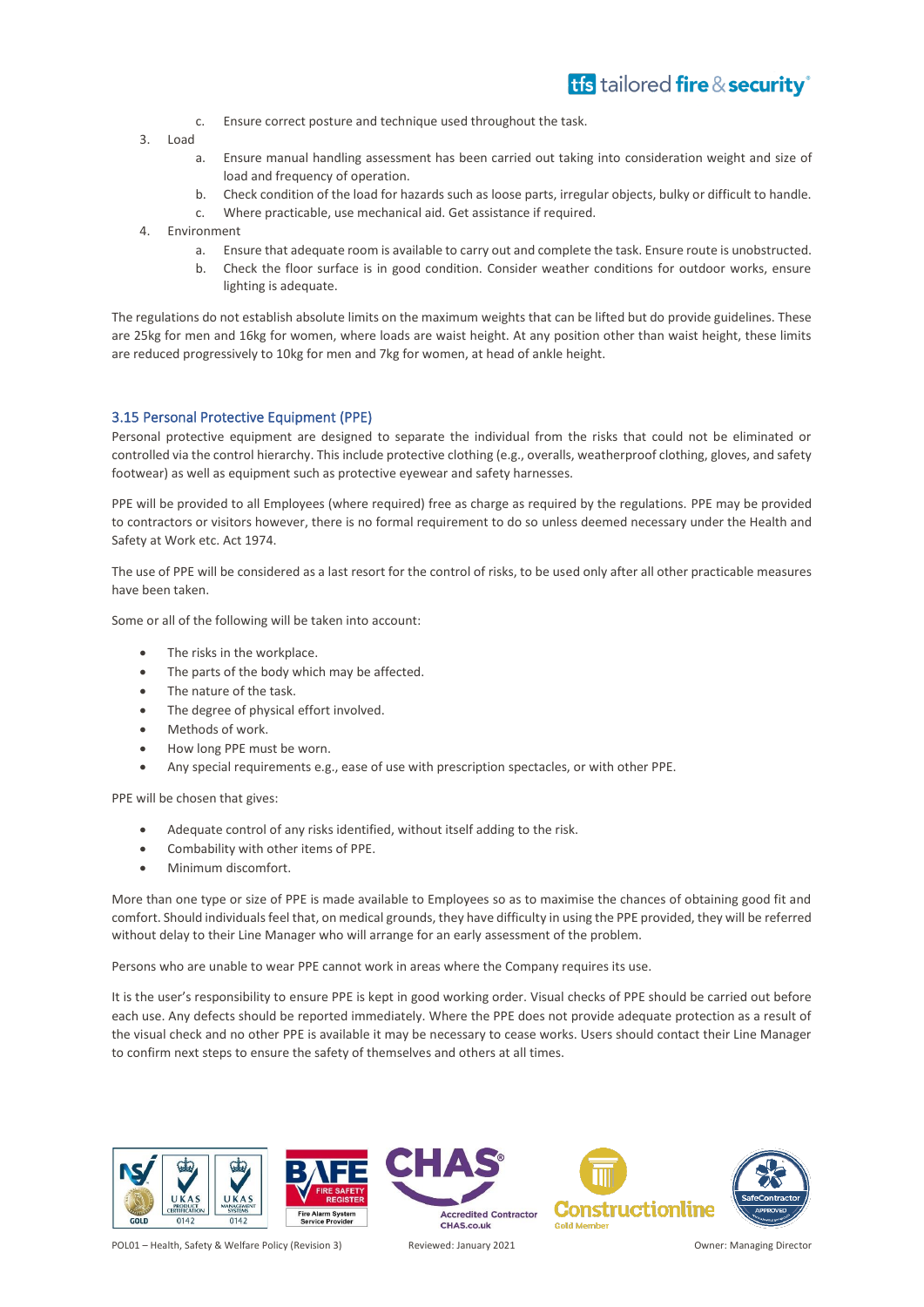c. Ensure correct posture and technique used throughout the task.

3. Load
   a. Ensure manual handling assessment has been carried out taking into consideration weight and size of load and frequency of operation.
   b. Check condition of the load for hazards such as loose parts, irregular objects, bulky or difficult to handle.
   c. Where practicable, use mechanical aid. Get assistance if required.
4. Environment
   a. Ensure that adequate room is available to carry out and complete the task. Ensure route is unobstructed.
   b. Check the floor surface is in good condition. Consider weather conditions for outdoor works, ensure lighting is adequate.

The regulations do not establish absolute limits on the maximum weights that can be lifted but do provide guidelines. These are 25kg for men and 16kg for women, where loads are waist height. At any position other than waist height, these limits are reduced progressively to 10kg for men and 7kg for women, at head of ankle height.

### 3.15 Personal Protective Equipment (PPE)

Personal protective equipment are designed to separate the individual from the risks that could not be eliminated or controlled via the control hierarchy. This include protective clothing (e.g., overalls, weatherproof clothing, gloves, and safety footwear) as well as equipment such as protective eyewear and safety harnesses.

PPE will be provided to all Employees (where required) free as charge as required by the regulations. PPE may be provided to contractors or visitors however, there is no formal requirement to do so unless deemed necessary under the Health and Safety at Work etc. Act 1974.

The use of PPE will be considered as a last resort for the control of risks, to be used only after all other practicable measures have been taken.

Some or all of the following will be taken into account:

- The risks in the workplace.
- The parts of the body which may be affected.
- The nature of the task.
- The degree of physical effort involved.
- Methods of work.
- How long PPE must be worn.
- Any special requirements e.g., ease of use with prescription spectacles, or with other PPE.

PPE will be chosen that gives:

- Adequate control of any risks identified, without itself adding to the risk.
- Combability with other items of PPE.
- Minimum discomfort.

More than one type or size of PPE is made available to Employees so as to maximise the chances of obtaining good fit and comfort. Should individuals feel that, on medical grounds, they have difficulty in using the PPE provided, they will be referred without delay to their Line Manager who will arrange for an early assessment of the problem.

Persons who are unable to wear PPE cannot work in areas where the Company requires its use.

It is the user's responsibility to ensure PPE is kept in good working order. Visual checks of PPE should be carried out before each use. Any defects should be reported immediately. Where the PPE does not provide adequate protection as a result of the visual check and no other PPE is available it may be necessary to cease works. Users should contact their Line Manager to confirm next steps to ensure the safety of themselves and others at all times.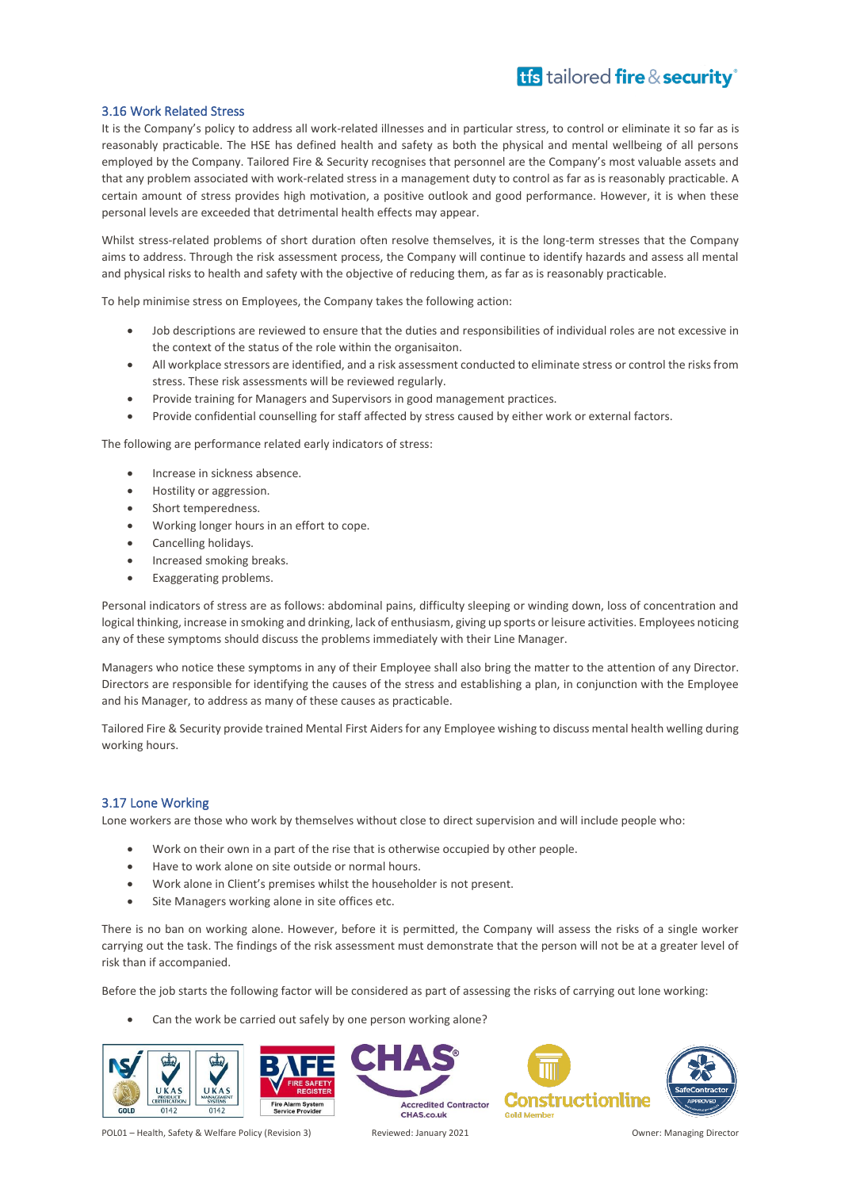## 3.16 Work Related Stress

It is the Company's policy to address all work-related illnesses and in particular stress, to control or eliminate it so far as is reasonably practicable. The HSE has defined health and safety as both the physical and mental wellbeing of all persons employed by the Company. Tailored Fire & Security recognises that personnel are the Company's most valuable assets and that any problem associated with work-related stress in a management duty to control as far as is reasonably practicable. A certain amount of stress provides high motivation, a positive outlook and good performance. However, it is when these personal levels are exceeded that detrimental health effects may appear.

Whilst stress-related problems of short duration often resolve themselves, it is the long-term stresses that the Company aims to address. Through the risk assessment process, the Company will continue to identify hazards and assess all mental and physical risks to health and safety with the objective of reducing them, as far as is reasonably practicable.

To help minimise stress on Employees, the Company takes the following action:

- Job descriptions are reviewed to ensure that the duties and responsibilities of individual roles are not excessive in the context of the status of the role within the organisaiton.
- All workplace stressors are identified, and a risk assessment conducted to eliminate stress or control the risks from stress. These risk assessments will be reviewed regularly.
- Provide training for Managers and Supervisors in good management practices.
- Provide confidential counselling for staff affected by stress caused by either work or external factors.

The following are performance related early indicators of stress:

- Increase in sickness absence.
- Hostility or aggression.
- Short temperedness.
- Working longer hours in an effort to cope.
- Cancelling holidays.
- Increased smoking breaks.
- Exaggerating problems.

Personal indicators of stress are as follows: abdominal pains, difficulty sleeping or winding down, loss of concentration and logical thinking, increase in smoking and drinking, lack of enthusiasm, giving up sports or leisure activities. Employees noticing any of these symptoms should discuss the problems immediately with their Line Manager.

Managers who notice these symptoms in any of their Employee shall also bring the matter to the attention of any Director. Directors are responsible for identifying the causes of the stress and establishing a plan, in conjunction with the Employee and his Manager, to address as many of these causes as practicable.

Tailored Fire & Security provide trained Mental First Aiders for any Employee wishing to discuss mental health welling during working hours.

## 3.17 Lone Working

Lone workers are those who work by themselves without close to direct supervision and will include people who:

- Work on their own in a part of the rise that is otherwise occupied by other people.
- Have to work alone on site outside or normal hours.
- Work alone in Client's premises whilst the householder is not present.
- Site Managers working alone in site offices etc.

There is no ban on working alone. However, before it is permitted, the Company will assess the risks of a single worker carrying out the task. The findings of the risk assessment must demonstrate that the person will not be at a greater level of risk than if accompanied.

Before the job starts the following factor will be considered as part of assessing the risks of carrying out lone working:

- Can the work be carried out safely by one person working alone?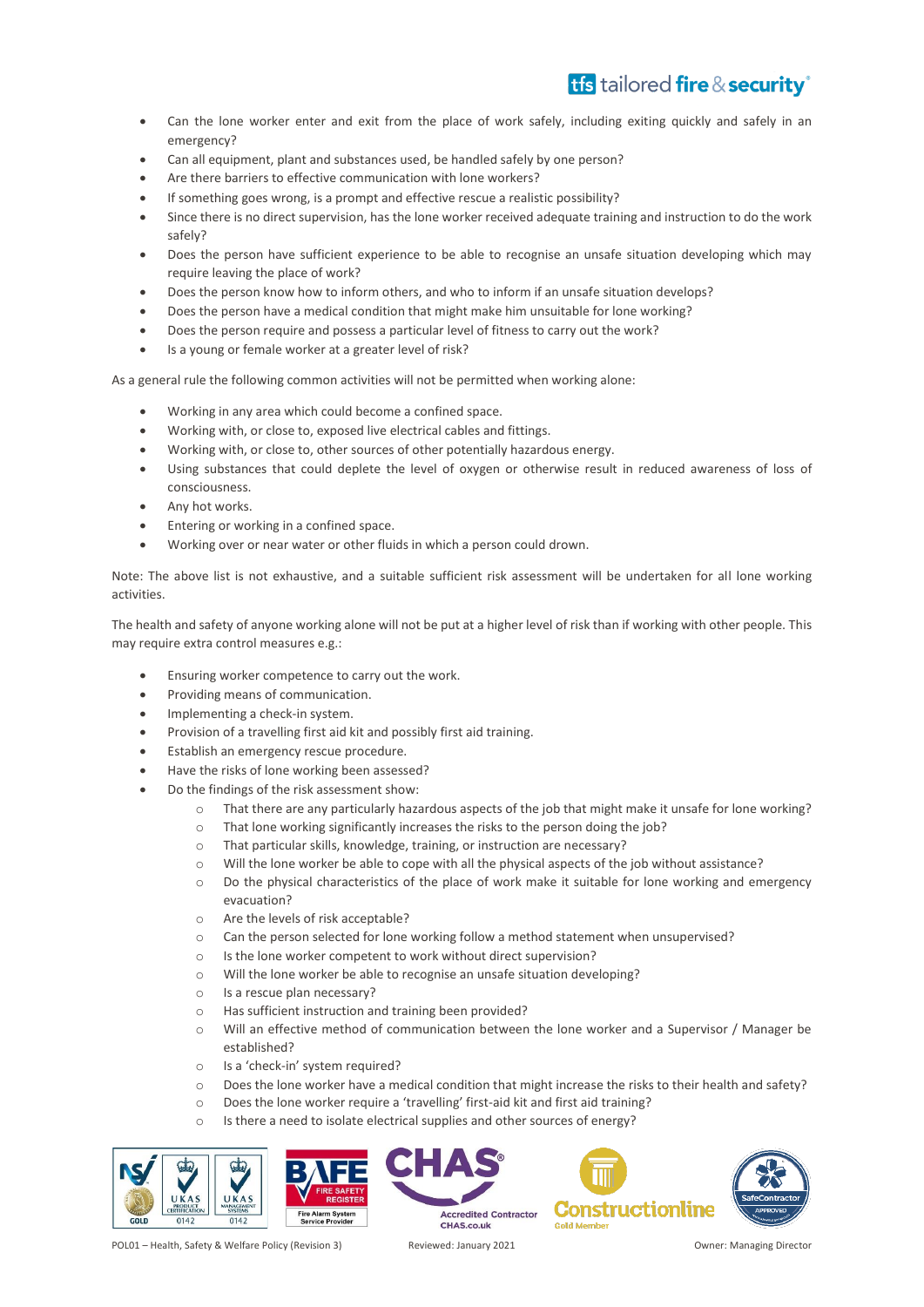- Can the lone worker enter and exit from the place of work safely, including exiting quickly and safely in an emergency?
- Can all equipment, plant and substances used, be handled safely by one person?
- Are there barriers to effective communication with lone workers?
- If something goes wrong, is a prompt and effective rescue a realistic possibility?
- Since there is no direct supervision, has the lone worker received adequate training and instruction to do the work safely?
- Does the person have sufficient experience to be able to recognise an unsafe situation developing which may require leaving the place of work?
- Does the person know how to inform others, and who to inform if an unsafe situation develops?
- Does the person have a medical condition that might make him unsuitable for lone working?
- Does the person require and possess a particular level of fitness to carry out the work?
- Is a young or female worker at a greater level of risk?

As a general rule the following common activities will not be permitted when working alone:

- Working in any area which could become a confined space.
- Working with, or close to, exposed live electrical cables and fittings.
- Working with, or close to, other sources of other potentially hazardous energy.
- Using substances that could deplete the level of oxygen or otherwise result in reduced awareness of loss of consciousness.
- Any hot works.
- Entering or working in a confined space.
- Working over or near water or other fluids in which a person could drown.

Note: The above list is not exhaustive, and a suitable sufficient risk assessment will be undertaken for all lone working activities.

The health and safety of anyone working alone will not be put at a higher level of risk than if working with other people. This may require extra control measures e.g.:

- Ensuring worker competence to carry out the work.
- Providing means of communication.
- Implementing a check-in system.
- Provision of a travelling first aid kit and possibly first aid training.
- Establish an emergency rescue procedure.
- Have the risks of lone working been assessed?
- Do the findings of the risk assessment show:
    - That there are any particularly hazardous aspects of the job that might make it unsafe for lone working?
    - That lone working significantly increases the risks to the person doing the job?
    - That particular skills, knowledge, training, or instruction are necessary?
    - Will the lone worker be able to cope with all the physical aspects of the job without assistance?
    - Do the physical characteristics of the place of work make it suitable for lone working and emergency evacuation?
    - Are the levels of risk acceptable?
    - Can the person selected for lone working follow a method statement when unsupervised?
    - Is the lone worker competent to work without direct supervision?
    - Will the lone worker be able to recognise an unsafe situation developing?
    - Is a rescue plan necessary?
    - Has sufficient instruction and training been provided?
    - Will an effective method of communication between the lone worker and a Supervisor / Manager be established?
    - Is a 'check-in' system required?
    - Does the lone worker have a medical condition that might increase the risks to their health and safety?
    - Does the lone worker require a 'travelling' first-aid kit and first aid training?
    - Is there a need to isolate electrical supplies and other sources of energy?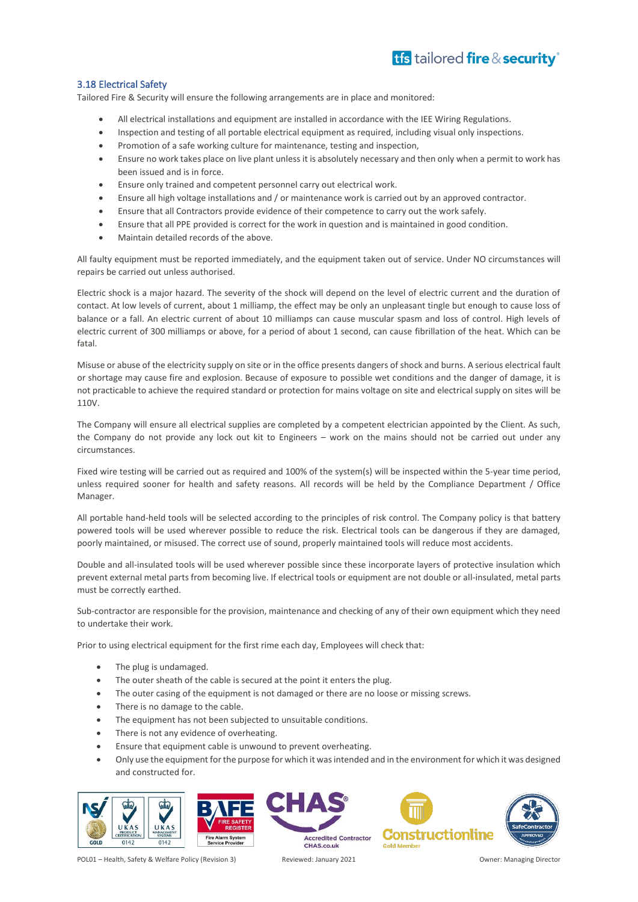### 3.18 Electrical Safety

Tailored Fire & Security will ensure the following arrangements are in place and monitored:

- All electrical installations and equipment are installed in accordance with the IEE Wiring Regulations.
- Inspection and testing of all portable electrical equipment as required, including visual only inspections.
- Promotion of a safe working culture for maintenance, testing and inspection,
- Ensure no work takes place on live plant unless it is absolutely necessary and then only when a permit to work has been issued and is in force.
- Ensure only trained and competent personnel carry out electrical work.
- Ensure all high voltage installations and / or maintenance work is carried out by an approved contractor.
- Ensure that all Contractors provide evidence of their competence to carry out the work safely.
- Ensure that all PPE provided is correct for the work in question and is maintained in good condition.
- Maintain detailed records of the above.

All faulty equipment must be reported immediately, and the equipment taken out of service. Under NO circumstances will repairs be carried out unless authorised.

Electric shock is a major hazard. The severity of the shock will depend on the level of electric current and the duration of contact. At low levels of current, about 1 milliamp, the effect may be only an unpleasant tingle but enough to cause loss of balance or a fall. An electric current of about 10 milliamps can cause muscular spasm and loss of control. High levels of electric current of 300 milliamps or above, for a period of about 1 second, can cause fibrillation of the heat. Which can be fatal.

Misuse or abuse of the electricity supply on site or in the office presents dangers of shock and burns. A serious electrical fault or shortage may cause fire and explosion. Because of exposure to possible wet conditions and the danger of damage, it is not practicable to achieve the required standard or protection for mains voltage on site and electrical supply on sites will be 110V.

The Company will ensure all electrical supplies are completed by a competent electrician appointed by the Client. As such, the Company do not provide any lock out kit to Engineers – work on the mains should not be carried out under any circumstances.

Fixed wire testing will be carried out as required and 100% of the system(s) will be inspected within the 5-year time period, unless required sooner for health and safety reasons. All records will be held by the Compliance Department / Office Manager.

All portable hand-held tools will be selected according to the principles of risk control. The Company policy is that battery powered tools will be used wherever possible to reduce the risk. Electrical tools can be dangerous if they are damaged, poorly maintained, or misused. The correct use of sound, properly maintained tools will reduce most accidents.

Double and all-insulated tools will be used wherever possible since these incorporate layers of protective insulation which prevent external metal parts from becoming live. If electrical tools or equipment are not double or all-insulated, metal parts must be correctly earthed.

Sub-contractor are responsible for the provision, maintenance and checking of any of their own equipment which they need to undertake their work.

Prior to using electrical equipment for the first rime each day, Employees will check that:

- The plug is undamaged.
- The outer sheath of the cable is secured at the point it enters the plug.
- The outer casing of the equipment is not damaged or there are no loose or missing screws.
- There is no damage to the cable.
- The equipment has not been subjected to unsuitable conditions.
- There is not any evidence of overheating.
- Ensure that equipment cable is unwound to prevent overheating.
- Only use the equipment for the purpose for which it was intended and in the environment for which it was designed and constructed for.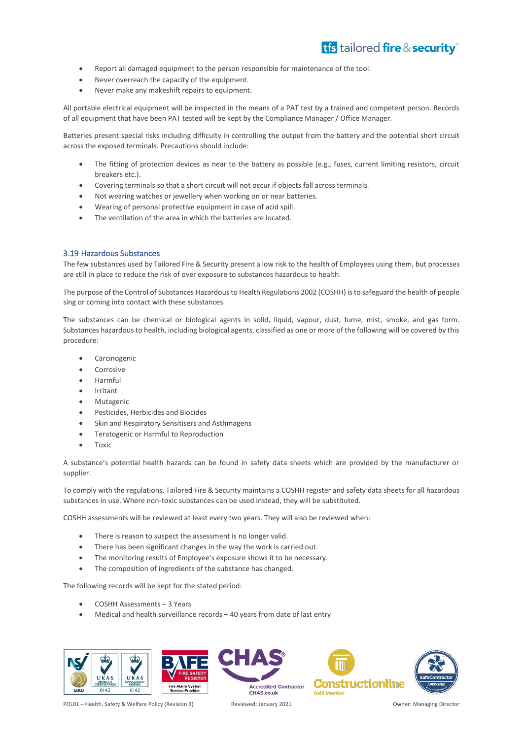- Report all damaged equipment to the person responsible for maintenance of the tool.
- Never overreach the capacity of the equipment.
- Never make any makeshift repairs to equipment.

All portable electrical equipment will be inspected in the means of a PAT test by a trained and competent person. Records of all equipment that have been PAT tested will be kept by the Compliance Manager / Office Manager.

Batteries present special risks including difficulty in controlling the output from the battery and the potential short circuit across the exposed terminals. Precautions should include:

- The fitting of protection devices as near to the battery as possible (e.g., fuses, current limiting resistors, circuit breakers etc.).
- Covering terminals so that a short circuit will not occur if objects fall across terminals.
- Not wearing watches or jewellery when working on or near batteries.
- Wearing of personal protective equipment in case of acid spill.
- The ventilation of the area in which the batteries are located.

### 3.19 Hazardous Substances

The few substances used by Tailored Fire & Security present a low risk to the health of Employees using them, but processes are still in place to reduce the risk of over exposure to substances hazardous to health.

The purpose of the Control of Substances Hazardous to Health Regulations 2002 (COSHH) is to safeguard the health of people sing or coming into contact with these substances.

The substances can be chemical or biological agents in solid, liquid, vapour, dust, fume, mist, smoke, and gas form. Substances hazardous to health, including biological agents, classified as one or more of the following will be covered by this procedure:

- Carcinogenic
- Corrosive
- Harmful
- Irritant
- Mutagenic
- Pesticides, Herbicides and Biocides
- Skin and Respiratory Sensitisers and Asthmagens
- Teratogenic or Harmful to Reproduction
- Toxic

A substance's potential health hazards can be found in safety data sheets which are provided by the manufacturer or supplier.

To comply with the regulations, Tailored Fire & Security maintains a COSHH register and safety data sheets for all hazardous substances in use. Where non-toxic substances can be used instead, they will be substituted.

COSHH assessments will be reviewed at least every two years. They will also be reviewed when:

- There is reason to suspect the assessment is no longer valid.
- There has been significant changes in the way the work is carried out.
- The monitoring results of Employee's exposure shows it to be necessary.
- The composition of ingredients of the substance has changed.

The following records will be kept for the stated period:

- COSHH Assessments – 3 Years
- Medical and health surveillance records – 40 years from date of last entry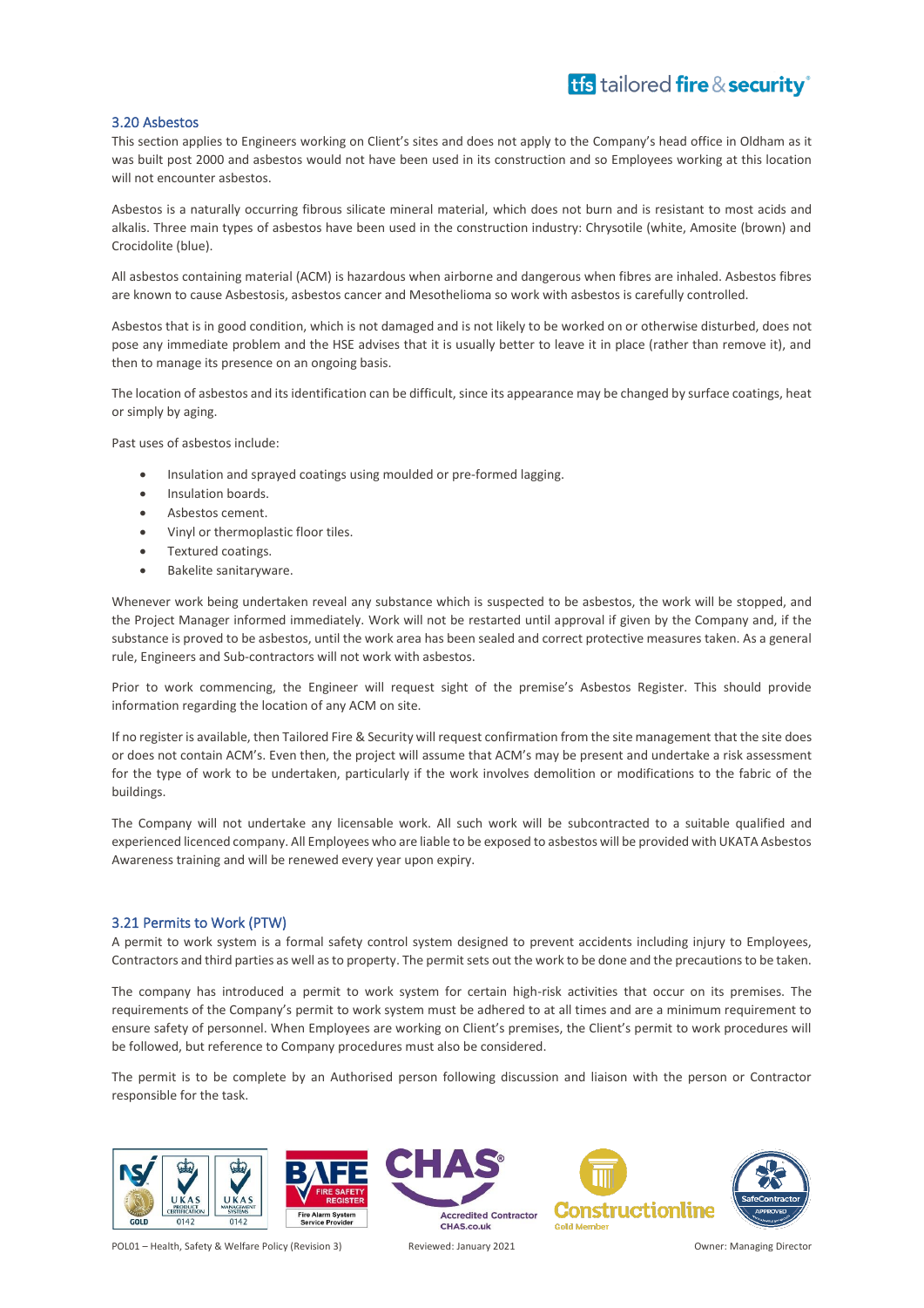### 3.20 Asbestos

This section applies to Engineers working on Client's sites and does not apply to the Company's head office in Oldham as it was built post 2000 and asbestos would not have been used in its construction and so Employees working at this location will not encounter asbestos.

Asbestos is a naturally occurring fibrous silicate mineral material, which does not burn and is resistant to most acids and alkalis. Three main types of asbestos have been used in the construction industry: Chrysotile (white, Amosite (brown) and Crocidolite (blue).

All asbestos containing material (ACM) is hazardous when airborne and dangerous when fibres are inhaled. Asbestos fibres are known to cause Asbestosis, asbestos cancer and Mesothelioma so work with asbestos is carefully controlled.

Asbestos that is in good condition, which is not damaged and is not likely to be worked on or otherwise disturbed, does not pose any immediate problem and the HSE advises that it is usually better to leave it in place (rather than remove it), and then to manage its presence on an ongoing basis.

The location of asbestos and its identification can be difficult, since its appearance may be changed by surface coatings, heat or simply by aging.

Past uses of asbestos include:

- Insulation and sprayed coatings using moulded or pre-formed lagging.
- Insulation boards.
- Asbestos cement.
- Vinyl or thermoplastic floor tiles.
- Textured coatings.
- Bakelite sanitaryware.

Whenever work being undertaken reveal any substance which is suspected to be asbestos, the work will be stopped, and the Project Manager informed immediately. Work will not be restarted until approval if given by the Company and, if the substance is proved to be asbestos, until the work area has been sealed and correct protective measures taken. As a general rule, Engineers and Sub-contractors will not work with asbestos.

Prior to work commencing, the Engineer will request sight of the premise's Asbestos Register. This should provide information regarding the location of any ACM on site.

If no register is available, then Tailored Fire & Security will request confirmation from the site management that the site does or does not contain ACM's. Even then, the project will assume that ACM's may be present and undertake a risk assessment for the type of work to be undertaken, particularly if the work involves demolition or modifications to the fabric of the buildings.

The Company will not undertake any licensable work. All such work will be subcontracted to a suitable qualified and experienced licenced company. All Employees who are liable to be exposed to asbestos will be provided with UKATA Asbestos Awareness training and will be renewed every year upon expiry.

### 3.21 Permits to Work (PTW)

A permit to work system is a formal safety control system designed to prevent accidents including injury to Employees, Contractors and third parties as well as to property. The permit sets out the work to be done and the precautions to be taken.

The company has introduced a permit to work system for certain high-risk activities that occur on its premises. The requirements of the Company's permit to work system must be adhered to at all times and are a minimum requirement to ensure safety of personnel. When Employees are working on Client's premises, the Client's permit to work procedures will be followed, but reference to Company procedures must also be considered.

The permit is to be complete by an Authorised person following discussion and liaison with the person or Contractor responsible for the task.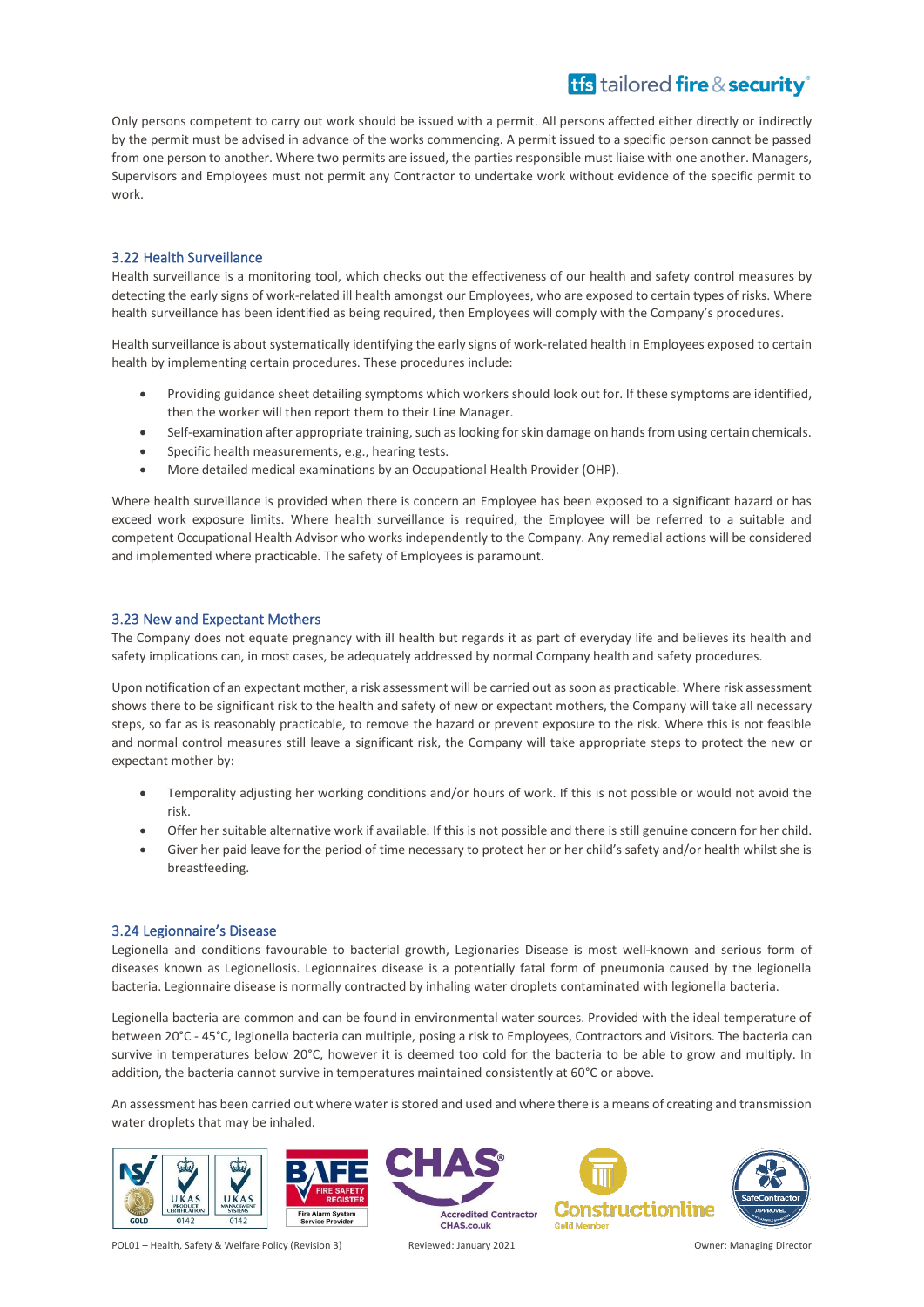Only persons competent to carry out work should be issued with a permit. All persons affected either directly or indirectly by the permit must be advised in advance of the works commencing. A permit issued to a specific person cannot be passed from one person to another. Where two permits are issued, the parties responsible must liaise with one another. Managers, Supervisors and Employees must not permit any Contractor to undertake work without evidence of the specific permit to work.

## 3.22 Health Surveillance

Health surveillance is a monitoring tool, which checks out the effectiveness of our health and safety control measures by detecting the early signs of work-related ill health amongst our Employees, who are exposed to certain types of risks. Where health surveillance has been identified as being required, then Employees will comply with the Company's procedures.

Health surveillance is about systematically identifying the early signs of work-related health in Employees exposed to certain health by implementing certain procedures. These procedures include:

- Providing guidance sheet detailing symptoms which workers should look out for. If these symptoms are identified, then the worker will then report them to their Line Manager.
- Self-examination after appropriate training, such as looking for skin damage on hands from using certain chemicals.
- Specific health measurements, e.g., hearing tests.
- More detailed medical examinations by an Occupational Health Provider (OHP).

Where health surveillance is provided when there is concern an Employee has been exposed to a significant hazard or has exceed work exposure limits. Where health surveillance is required, the Employee will be referred to a suitable and competent Occupational Health Advisor who works independently to the Company. Any remedial actions will be considered and implemented where practicable. The safety of Employees is paramount.

## 3.23 New and Expectant Mothers

The Company does not equate pregnancy with ill health but regards it as part of everyday life and believes its health and safety implications can, in most cases, be adequately addressed by normal Company health and safety procedures.

Upon notification of an expectant mother, a risk assessment will be carried out as soon as practicable. Where risk assessment shows there to be significant risk to the health and safety of new or expectant mothers, the Company will take all necessary steps, so far as is reasonably practicable, to remove the hazard or prevent exposure to the risk. Where this is not feasible and normal control measures still leave a significant risk, the Company will take appropriate steps to protect the new or expectant mother by:

- Temporality adjusting her working conditions and/or hours of work. If this is not possible or would not avoid the risk.
- Offer her suitable alternative work if available. If this is not possible and there is still genuine concern for her child.
- Giver her paid leave for the period of time necessary to protect her or her child's safety and/or health whilst she is breastfeeding.

## 3.24 Legionnaire's Disease

Legionella and conditions favourable to bacterial growth, Legionaries Disease is most well-known and serious form of diseases known as Legionellosis. Legionnaires disease is a potentially fatal form of pneumonia caused by the legionella bacteria. Legionnaire disease is normally contracted by inhaling water droplets contaminated with legionella bacteria.

Legionella bacteria are common and can be found in environmental water sources. Provided with the ideal temperature of between 20°C - 45°C, legionella bacteria can multiple, posing a risk to Employees, Contractors and Visitors. The bacteria can survive in temperatures below 20°C, however it is deemed too cold for the bacteria to be able to grow and multiply. In addition, the bacteria cannot survive in temperatures maintained consistently at 60°C or above.

An assessment has been carried out where water is stored and used and where there is a means of creating and transmission water droplets that may be inhaled.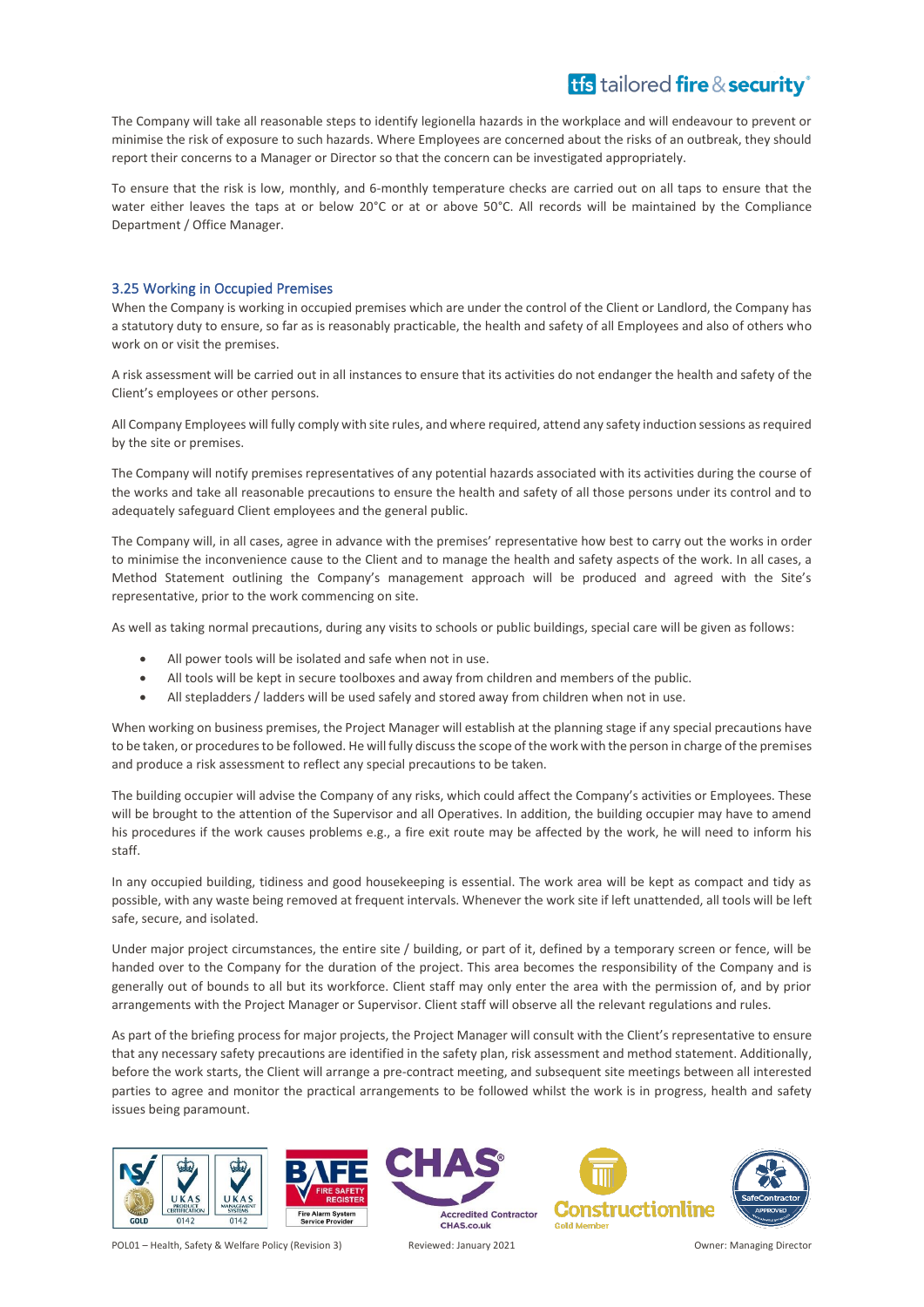The Company will take all reasonable steps to identify legionella hazards in the workplace and will endeavour to prevent or minimise the risk of exposure to such hazards. Where Employees are concerned about the risks of an outbreak, they should report their concerns to a Manager or Director so that the concern can be investigated appropriately.

To ensure that the risk is low, monthly, and 6-monthly temperature checks are carried out on all taps to ensure that the water either leaves the taps at or below 20°C or at or above 50°C. All records will be maintained by the Compliance Department / Office Manager.

### 3.25 Working in Occupied Premises

When the Company is working in occupied premises which are under the control of the Client or Landlord, the Company has a statutory duty to ensure, so far as is reasonably practicable, the health and safety of all Employees and also of others who work on or visit the premises.

A risk assessment will be carried out in all instances to ensure that its activities do not endanger the health and safety of the Client's employees or other persons.

All Company Employees will fully comply with site rules, and where required, attend any safety induction sessions as required by the site or premises.

The Company will notify premises representatives of any potential hazards associated with its activities during the course of the works and take all reasonable precautions to ensure the health and safety of all those persons under its control and to adequately safeguard Client employees and the general public.

The Company will, in all cases, agree in advance with the premises' representative how best to carry out the works in order to minimise the inconvenience cause to the Client and to manage the health and safety aspects of the work. In all cases, a Method Statement outlining the Company's management approach will be produced and agreed with the Site's representative, prior to the work commencing on site.

As well as taking normal precautions, during any visits to schools or public buildings, special care will be given as follows:

- All power tools will be isolated and safe when not in use.
- All tools will be kept in secure toolboxes and away from children and members of the public.
- All stepladders / ladders will be used safely and stored away from children when not in use.

When working on business premises, the Project Manager will establish at the planning stage if any special precautions have to be taken, or procedures to be followed. He will fully discuss the scope of the work with the person in charge of the premises and produce a risk assessment to reflect any special precautions to be taken.

The building occupier will advise the Company of any risks, which could affect the Company's activities or Employees. These will be brought to the attention of the Supervisor and all Operatives. In addition, the building occupier may have to amend his procedures if the work causes problems e.g., a fire exit route may be affected by the work, he will need to inform his staff.

In any occupied building, tidiness and good housekeeping is essential. The work area will be kept as compact and tidy as possible, with any waste being removed at frequent intervals. Whenever the work site if left unattended, all tools will be left safe, secure, and isolated.

Under major project circumstances, the entire site / building, or part of it, defined by a temporary screen or fence, will be handed over to the Company for the duration of the project. This area becomes the responsibility of the Company and is generally out of bounds to all but its workforce. Client staff may only enter the area with the permission of, and by prior arrangements with the Project Manager or Supervisor. Client staff will observe all the relevant regulations and rules.

As part of the briefing process for major projects, the Project Manager will consult with the Client's representative to ensure that any necessary safety precautions are identified in the safety plan, risk assessment and method statement. Additionally, before the work starts, the Client will arrange a pre-contract meeting, and subsequent site meetings between all interested parties to agree and monitor the practical arrangements to be followed whilst the work is in progress, health and safety issues being paramount.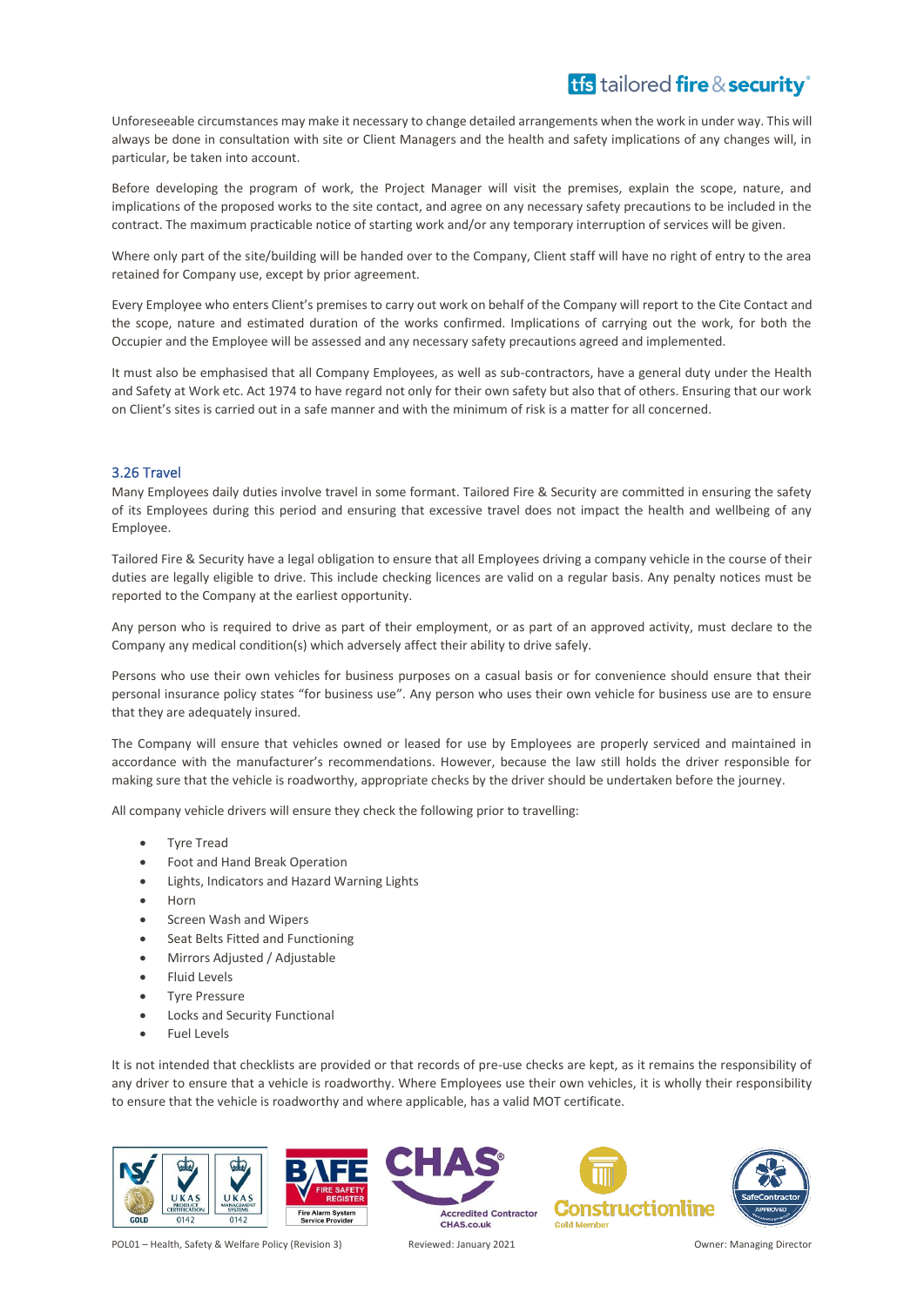Unforeseeable circumstances may make it necessary to change detailed arrangements when the work in under way. This will always be done in consultation with site or Client Managers and the health and safety implications of any changes will, in particular, be taken into account.

Before developing the program of work, the Project Manager will visit the premises, explain the scope, nature, and implications of the proposed works to the site contact, and agree on any necessary safety precautions to be included in the contract. The maximum practicable notice of starting work and/or any temporary interruption of services will be given.

Where only part of the site/building will be handed over to the Company, Client staff will have no right of entry to the area retained for Company use, except by prior agreement.

Every Employee who enters Client's premises to carry out work on behalf of the Company will report to the Cite Contact and the scope, nature and estimated duration of the works confirmed. Implications of carrying out the work, for both the Occupier and the Employee will be assessed and any necessary safety precautions agreed and implemented.

It must also be emphasised that all Company Employees, as well as sub-contractors, have a general duty under the Health and Safety at Work etc. Act 1974 to have regard not only for their own safety but also that of others. Ensuring that our work on Client's sites is carried out in a safe manner and with the minimum of risk is a matter for all concerned.

### 3.26 Travel

Many Employees daily duties involve travel in some formant. Tailored Fire & Security are committed in ensuring the safety of its Employees during this period and ensuring that excessive travel does not impact the health and wellbeing of any Employee.

Tailored Fire & Security have a legal obligation to ensure that all Employees driving a company vehicle in the course of their duties are legally eligible to drive. This include checking licences are valid on a regular basis. Any penalty notices must be reported to the Company at the earliest opportunity.

Any person who is required to drive as part of their employment, or as part of an approved activity, must declare to the Company any medical condition(s) which adversely affect their ability to drive safely.

Persons who use their own vehicles for business purposes on a casual basis or for convenience should ensure that their personal insurance policy states "for business use". Any person who uses their own vehicle for business use are to ensure that they are adequately insured.

The Company will ensure that vehicles owned or leased for use by Employees are properly serviced and maintained in accordance with the manufacturer's recommendations. However, because the law still holds the driver responsible for making sure that the vehicle is roadworthy, appropriate checks by the driver should be undertaken before the journey.

All company vehicle drivers will ensure they check the following prior to travelling:

- Tyre Tread
- Foot and Hand Break Operation
- Lights, Indicators and Hazard Warning Lights
- Horn
- Screen Wash and Wipers
- Seat Belts Fitted and Functioning
- Mirrors Adjusted / Adjustable
- Fluid Levels
- Tyre Pressure
- Locks and Security Functional
- Fuel Levels

It is not intended that checklists are provided or that records of pre-use checks are kept, as it remains the responsibility of any driver to ensure that a vehicle is roadworthy. Where Employees use their own vehicles, it is wholly their responsibility to ensure that the vehicle is roadworthy and where applicable, has a valid MOT certificate.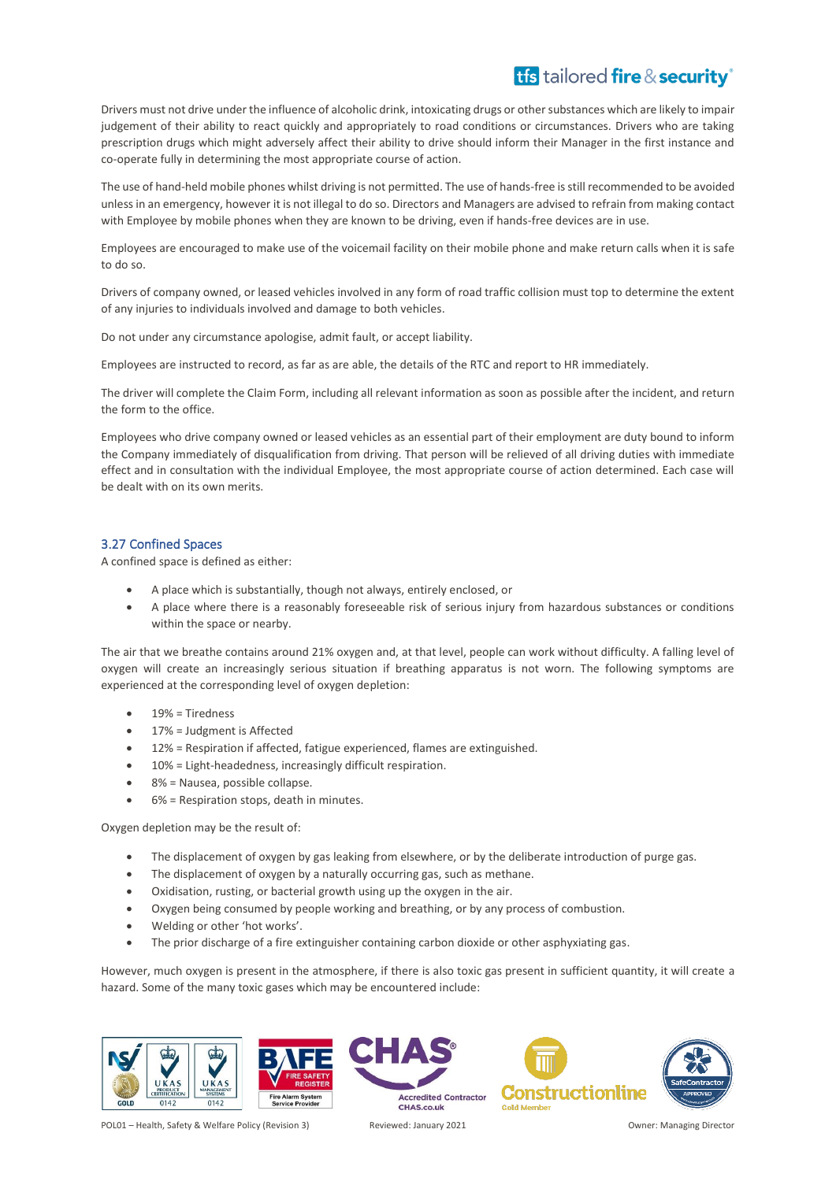Drivers must not drive under the influence of alcoholic drink, intoxicating drugs or other substances which are likely to impair judgement of their ability to react quickly and appropriately to road conditions or circumstances. Drivers who are taking prescription drugs which might adversely affect their ability to drive should inform their Manager in the first instance and co-operate fully in determining the most appropriate course of action.

The use of hand-held mobile phones whilst driving is not permitted. The use of hands-free is still recommended to be avoided unless in an emergency, however it is not illegal to do so. Directors and Managers are advised to refrain from making contact with Employee by mobile phones when they are known to be driving, even if hands-free devices are in use.

Employees are encouraged to make use of the voicemail facility on their mobile phone and make return calls when it is safe to do so.

Drivers of company owned, or leased vehicles involved in any form of road traffic collision must top to determine the extent of any injuries to individuals involved and damage to both vehicles.

Do not under any circumstance apologise, admit fault, or accept liability.

Employees are instructed to record, as far as are able, the details of the RTC and report to HR immediately.

The driver will complete the Claim Form, including all relevant information as soon as possible after the incident, and return the form to the office.

Employees who drive company owned or leased vehicles as an essential part of their employment are duty bound to inform the Company immediately of disqualification from driving. That person will be relieved of all driving duties with immediate effect and in consultation with the individual Employee, the most appropriate course of action determined. Each case will be dealt with on its own merits.

### 3.27 Confined Spaces

A confined space is defined as either:

- A place which is substantially, though not always, entirely enclosed, or
- A place where there is a reasonably foreseeable risk of serious injury from hazardous substances or conditions within the space or nearby.

The air that we breathe contains around 21% oxygen and, at that level, people can work without difficulty. A falling level of oxygen will create an increasingly serious situation if breathing apparatus is not worn. The following symptoms are experienced at the corresponding level of oxygen depletion:

- 19% = Tiredness
- 17% = Judgment is Affected
- 12% = Respiration if affected, fatigue experienced, flames are extinguished.
- 10% = Light-headedness, increasingly difficult respiration.
- 8% = Nausea, possible collapse.
- 6% = Respiration stops, death in minutes.

Oxygen depletion may be the result of:

- The displacement of oxygen by gas leaking from elsewhere, or by the deliberate introduction of purge gas.
- The displacement of oxygen by a naturally occurring gas, such as methane.
- Oxidisation, rusting, or bacterial growth using up the oxygen in the air.
- Oxygen being consumed by people working and breathing, or by any process of combustion.
- Welding or other 'hot works'.
- The prior discharge of a fire extinguisher containing carbon dioxide or other asphyxiating gas.

However, much oxygen is present in the atmosphere, if there is also toxic gas present in sufficient quantity, it will create a hazard. Some of the many toxic gases which may be encountered include: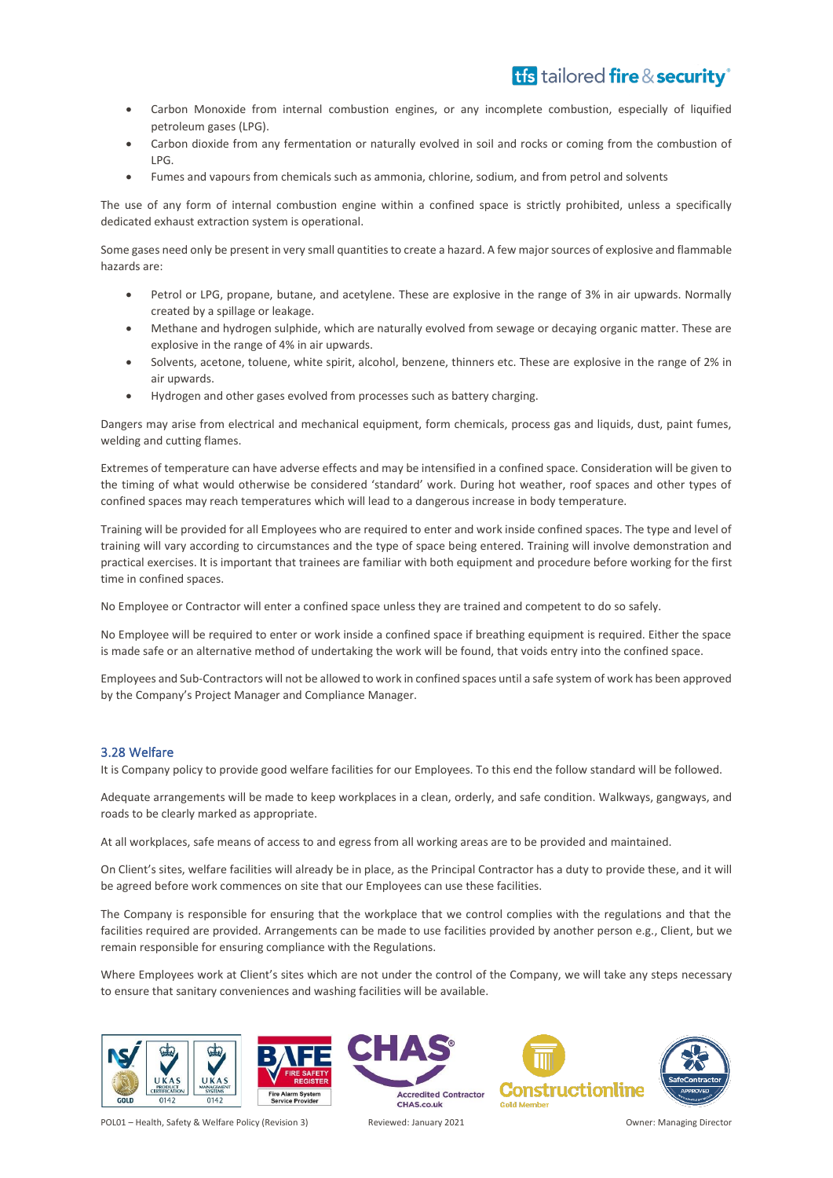- Carbon Monoxide from internal combustion engines, or any incomplete combustion, especially of liquified petroleum gases (LPG).
- Carbon dioxide from any fermentation or naturally evolved in soil and rocks or coming from the combustion of LPG.
- Fumes and vapours from chemicals such as ammonia, chlorine, sodium, and from petrol and solvents

The use of any form of internal combustion engine within a confined space is strictly prohibited, unless a specifically dedicated exhaust extraction system is operational.

Some gases need only be present in very small quantities to create a hazard. A few major sources of explosive and flammable hazards are:

- Petrol or LPG, propane, butane, and acetylene. These are explosive in the range of 3% in air upwards. Normally created by a spillage or leakage.
- Methane and hydrogen sulphide, which are naturally evolved from sewage or decaying organic matter. These are explosive in the range of 4% in air upwards.
- Solvents, acetone, toluene, white spirit, alcohol, benzene, thinners etc. These are explosive in the range of 2% in air upwards.
- Hydrogen and other gases evolved from processes such as battery charging.

Dangers may arise from electrical and mechanical equipment, form chemicals, process gas and liquids, dust, paint fumes, welding and cutting flames.

Extremes of temperature can have adverse effects and may be intensified in a confined space. Consideration will be given to the timing of what would otherwise be considered 'standard' work. During hot weather, roof spaces and other types of confined spaces may reach temperatures which will lead to a dangerous increase in body temperature.

Training will be provided for all Employees who are required to enter and work inside confined spaces. The type and level of training will vary according to circumstances and the type of space being entered. Training will involve demonstration and practical exercises. It is important that trainees are familiar with both equipment and procedure before working for the first time in confined spaces.

No Employee or Contractor will enter a confined space unless they are trained and competent to do so safely.

No Employee will be required to enter or work inside a confined space if breathing equipment is required. Either the space is made safe or an alternative method of undertaking the work will be found, that voids entry into the confined space.

Employees and Sub-Contractors will not be allowed to work in confined spaces until a safe system of work has been approved by the Company's Project Manager and Compliance Manager.

### 3.28 Welfare

It is Company policy to provide good welfare facilities for our Employees. To this end the follow standard will be followed.

Adequate arrangements will be made to keep workplaces in a clean, orderly, and safe condition. Walkways, gangways, and roads to be clearly marked as appropriate.

At all workplaces, safe means of access to and egress from all working areas are to be provided and maintained.

On Client's sites, welfare facilities will already be in place, as the Principal Contractor has a duty to provide these, and it will be agreed before work commences on site that our Employees can use these facilities.

The Company is responsible for ensuring that the workplace that we control complies with the regulations and that the facilities required are provided. Arrangements can be made to use facilities provided by another person e.g., Client, but we remain responsible for ensuring compliance with the Regulations.

Where Employees work at Client's sites which are not under the control of the Company, we will take any steps necessary to ensure that sanitary conveniences and washing facilities will be available.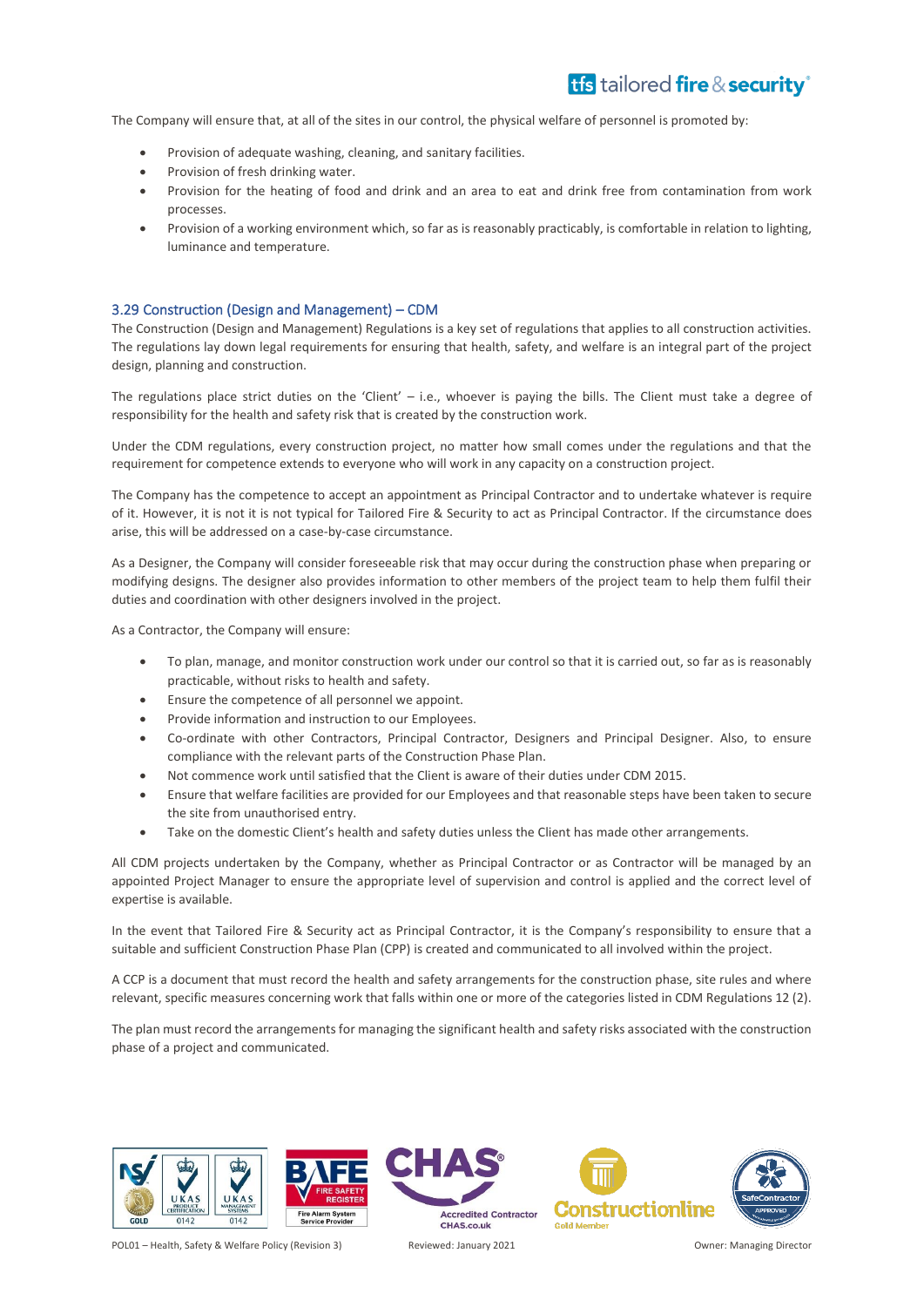The Company will ensure that, at all of the sites in our control, the physical welfare of personnel is promoted by:

- Provision of adequate washing, cleaning, and sanitary facilities.
- Provision of fresh drinking water.
- Provision for the heating of food and drink and an area to eat and drink free from contamination from work processes.
- Provision of a working environment which, so far as is reasonably practicably, is comfortable in relation to lighting, luminance and temperature.

### 3.29 Construction (Design and Management) – CDM

The Construction (Design and Management) Regulations is a key set of regulations that applies to all construction activities. The regulations lay down legal requirements for ensuring that health, safety, and welfare is an integral part of the project design, planning and construction.

The regulations place strict duties on the 'Client' – i.e., whoever is paying the bills. The Client must take a degree of responsibility for the health and safety risk that is created by the construction work.

Under the CDM regulations, every construction project, no matter how small comes under the regulations and that the requirement for competence extends to everyone who will work in any capacity on a construction project.

The Company has the competence to accept an appointment as Principal Contractor and to undertake whatever is require of it. However, it is not it is not typical for Tailored Fire & Security to act as Principal Contractor. If the circumstance does arise, this will be addressed on a case-by-case circumstance.

As a Designer, the Company will consider foreseeable risk that may occur during the construction phase when preparing or modifying designs. The designer also provides information to other members of the project team to help them fulfil their duties and coordination with other designers involved in the project.

As a Contractor, the Company will ensure:

- To plan, manage, and monitor construction work under our control so that it is carried out, so far as is reasonably practicable, without risks to health and safety.
- Ensure the competence of all personnel we appoint.
- Provide information and instruction to our Employees.
- Co-ordinate with other Contractors, Principal Contractor, Designers and Principal Designer. Also, to ensure compliance with the relevant parts of the Construction Phase Plan.
- Not commence work until satisfied that the Client is aware of their duties under CDM 2015.
- Ensure that welfare facilities are provided for our Employees and that reasonable steps have been taken to secure the site from unauthorised entry.
- Take on the domestic Client's health and safety duties unless the Client has made other arrangements.

All CDM projects undertaken by the Company, whether as Principal Contractor or as Contractor will be managed by an appointed Project Manager to ensure the appropriate level of supervision and control is applied and the correct level of expertise is available.

In the event that Tailored Fire & Security act as Principal Contractor, it is the Company's responsibility to ensure that a suitable and sufficient Construction Phase Plan (CPP) is created and communicated to all involved within the project.

A CCP is a document that must record the health and safety arrangements for the construction phase, site rules and where relevant, specific measures concerning work that falls within one or more of the categories listed in CDM Regulations 12 (2).

The plan must record the arrangements for managing the significant health and safety risks associated with the construction phase of a project and communicated.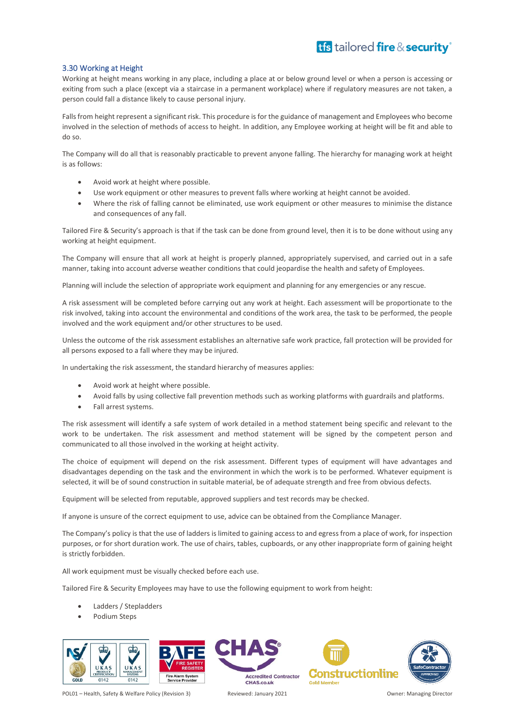### 3.30 Working at Height

Working at height means working in any place, including a place at or below ground level or when a person is accessing or exiting from such a place (except via a staircase in a permanent workplace) where if regulatory measures are not taken, a person could fall a distance likely to cause personal injury.

Falls from height represent a significant risk. This procedure is for the guidance of management and Employees who become involved in the selection of methods of access to height. In addition, any Employee working at height will be fit and able to do so.

The Company will do all that is reasonably practicable to prevent anyone falling. The hierarchy for managing work at height is as follows:

- Avoid work at height where possible.
- Use work equipment or other measures to prevent falls where working at height cannot be avoided.
- Where the risk of falling cannot be eliminated, use work equipment or other measures to minimise the distance and consequences of any fall.

Tailored Fire & Security's approach is that if the task can be done from ground level, then it is to be done without using any working at height equipment.

The Company will ensure that all work at height is properly planned, appropriately supervised, and carried out in a safe manner, taking into account adverse weather conditions that could jeopardise the health and safety of Employees.

Planning will include the selection of appropriate work equipment and planning for any emergencies or any rescue.

A risk assessment will be completed before carrying out any work at height. Each assessment will be proportionate to the risk involved, taking into account the environmental and conditions of the work area, the task to be performed, the people involved and the work equipment and/or other structures to be used.

Unless the outcome of the risk assessment establishes an alternative safe work practice, fall protection will be provided for all persons exposed to a fall where they may be injured.

In undertaking the risk assessment, the standard hierarchy of measures applies:

- Avoid work at height where possible.
- Avoid falls by using collective fall prevention methods such as working platforms with guardrails and platforms.
- Fall arrest systems.

The risk assessment will identify a safe system of work detailed in a method statement being specific and relevant to the work to be undertaken. The risk assessment and method statement will be signed by the competent person and communicated to all those involved in the working at height activity.

The choice of equipment will depend on the risk assessment. Different types of equipment will have advantages and disadvantages depending on the task and the environment in which the work is to be performed. Whatever equipment is selected, it will be of sound construction in suitable material, be of adequate strength and free from obvious defects.

Equipment will be selected from reputable, approved suppliers and test records may be checked.

If anyone is unsure of the correct equipment to use, advice can be obtained from the Compliance Manager.

The Company's policy is that the use of ladders is limited to gaining access to and egress from a place of work, for inspection purposes, or for short duration work. The use of chairs, tables, cupboards, or any other inappropriate form of gaining height is strictly forbidden.

All work equipment must be visually checked before each use.

Tailored Fire & Security Employees may have to use the following equipment to work from height:

- Ladders / Stepladders
- Podium Steps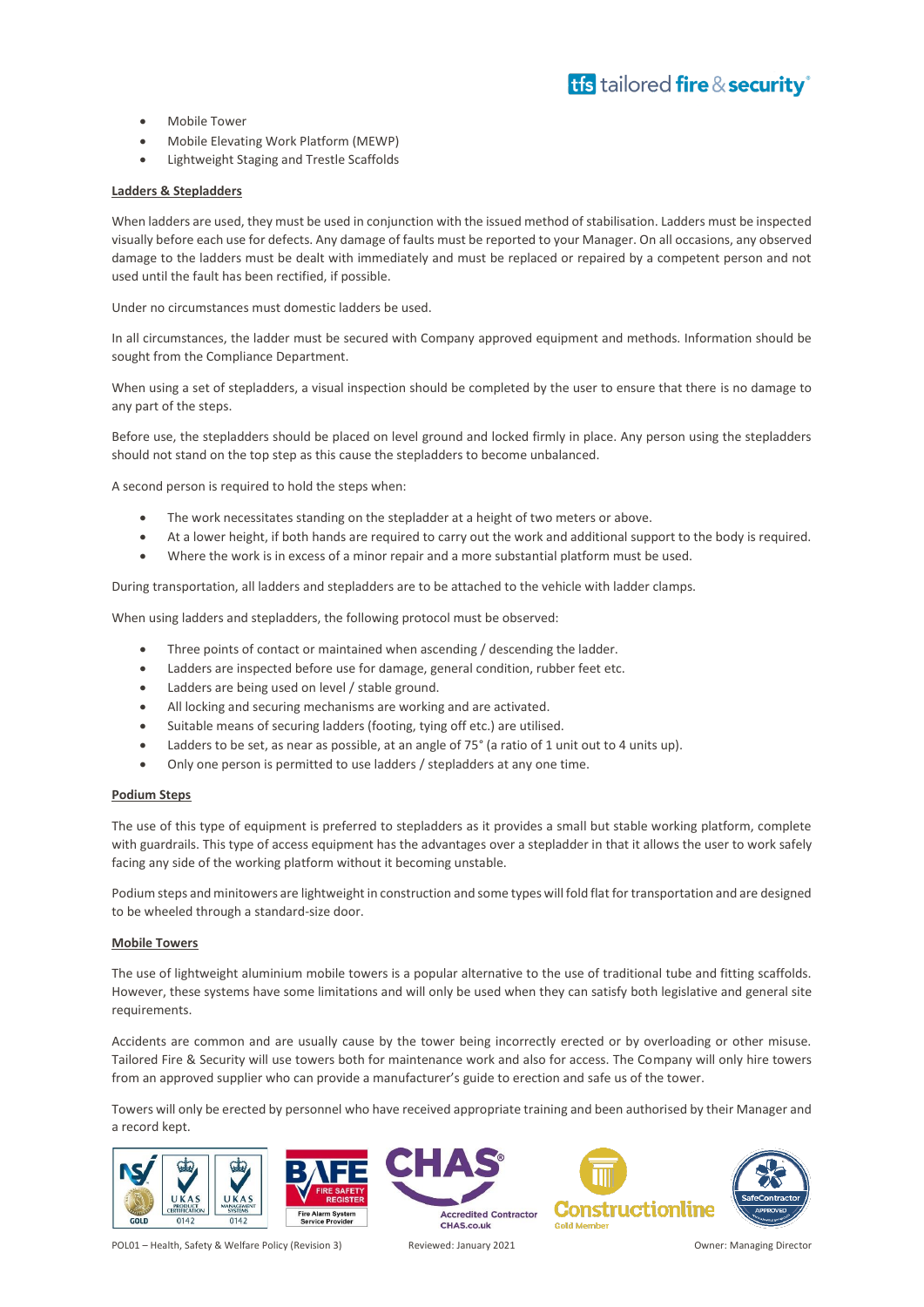- Mobile Tower
- Mobile Elevating Work Platform (MEWP)
- Lightweight Staging and Trestle Scaffolds

**Ladders & Stepladders**

When ladders are used, they must be used in conjunction with the issued method of stabilisation. Ladders must be inspected visually before each use for defects. Any damage of faults must be reported to your Manager. On all occasions, any observed damage to the ladders must be dealt with immediately and must be replaced or repaired by a competent person and not used until the fault has been rectified, if possible.

Under no circumstances must domestic ladders be used.

In all circumstances, the ladder must be secured with Company approved equipment and methods. Information should be sought from the Compliance Department.

When using a set of stepladders, a visual inspection should be completed by the user to ensure that there is no damage to any part of the steps.

Before use, the stepladders should be placed on level ground and locked firmly in place. Any person using the stepladders should not stand on the top step as this cause the stepladders to become unbalanced.

A second person is required to hold the steps when:

- The work necessitates standing on the stepladder at a height of two meters or above.
- At a lower height, if both hands are required to carry out the work and additional support to the body is required.
- Where the work is in excess of a minor repair and a more substantial platform must be used.

During transportation, all ladders and stepladders are to be attached to the vehicle with ladder clamps.

When using ladders and stepladders, the following protocol must be observed:

- Three points of contact or maintained when ascending / descending the ladder.
- Ladders are inspected before use for damage, general condition, rubber feet etc.
- Ladders are being used on level / stable ground.
- All locking and securing mechanisms are working and are activated.
- Suitable means of securing ladders (footing, tying off etc.) are utilised.
- Ladders to be set, as near as possible, at an angle of 75° (a ratio of 1 unit out to 4 units up).
- Only one person is permitted to use ladders / stepladders at any one time.

**Podium Steps**

The use of this type of equipment is preferred to stepladders as it provides a small but stable working platform, complete with guardrails. This type of access equipment has the advantages over a stepladder in that it allows the user to work safely facing any side of the working platform without it becoming unstable.

Podium steps and minitowers are lightweight in construction and some types will fold flat for transportation and are designed to be wheeled through a standard-size door.

**Mobile Towers**

The use of lightweight aluminium mobile towers is a popular alternative to the use of traditional tube and fitting scaffolds. However, these systems have some limitations and will only be used when they can satisfy both legislative and general site requirements.

Accidents are common and are usually cause by the tower being incorrectly erected or by overloading or other misuse. Tailored Fire & Security will use towers both for maintenance work and also for access. The Company will only hire towers from an approved supplier who can provide a manufacturer's guide to erection and safe us of the tower.

Towers will only be erected by personnel who have received appropriate training and been authorised by their Manager and a record kept.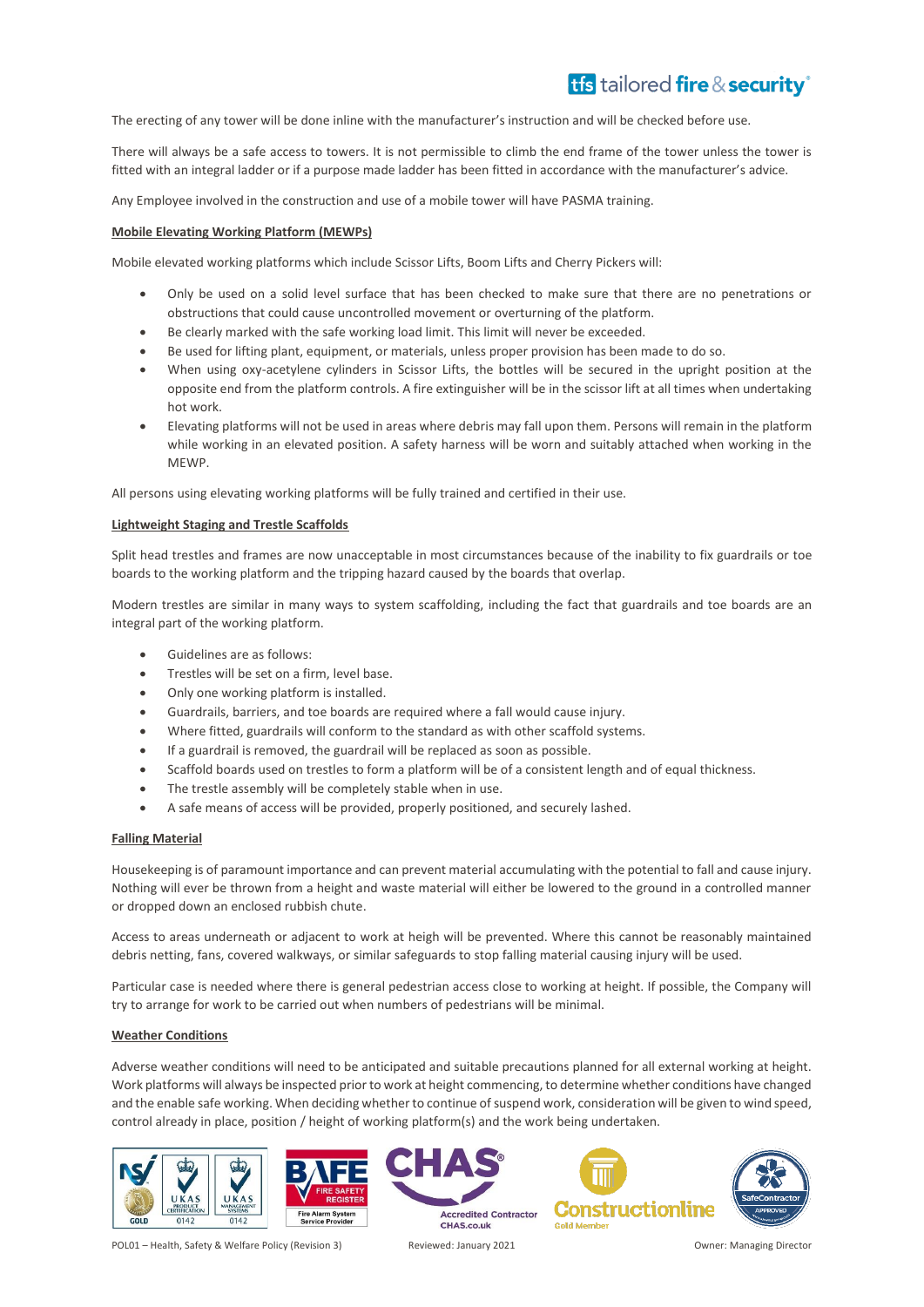The erecting of any tower will be done inline with the manufacturer's instruction and will be checked before use.

There will always be a safe access to towers. It is not permissible to climb the end frame of the tower unless the tower is fitted with an integral ladder or if a purpose made ladder has been fitted in accordance with the manufacturer's advice.

Any Employee involved in the construction and use of a mobile tower will have PASMA training.

**Mobile Elevating Working Platform (MEWPs)**

Mobile elevated working platforms which include Scissor Lifts, Boom Lifts and Cherry Pickers will:

- Only be used on a solid level surface that has been checked to make sure that there are no penetrations or obstructions that could cause uncontrolled movement or overturning of the platform.
- Be clearly marked with the safe working load limit. This limit will never be exceeded.
- Be used for lifting plant, equipment, or materials, unless proper provision has been made to do so.
- When using oxy-acetylene cylinders in Scissor Lifts, the bottles will be secured in the upright position at the opposite end from the platform controls. A fire extinguisher will be in the scissor lift at all times when undertaking hot work.
- Elevating platforms will not be used in areas where debris may fall upon them. Persons will remain in the platform while working in an elevated position. A safety harness will be worn and suitably attached when working in the MEWP.

All persons using elevating working platforms will be fully trained and certified in their use.

**Lightweight Staging and Trestle Scaffolds**

Split head trestles and frames are now unacceptable in most circumstances because of the inability to fix guardrails or toe boards to the working platform and the tripping hazard caused by the boards that overlap.

Modern trestles are similar in many ways to system scaffolding, including the fact that guardrails and toe boards are an integral part of the working platform.

- Guidelines are as follows:
- Trestles will be set on a firm, level base.
- Only one working platform is installed.
- Guardrails, barriers, and toe boards are required where a fall would cause injury.
- Where fitted, guardrails will conform to the standard as with other scaffold systems.
- If a guardrail is removed, the guardrail will be replaced as soon as possible.
- Scaffold boards used on trestles to form a platform will be of a consistent length and of equal thickness.
- The trestle assembly will be completely stable when in use.
- A safe means of access will be provided, properly positioned, and securely lashed.

**Falling Material**

Housekeeping is of paramount importance and can prevent material accumulating with the potential to fall and cause injury. Nothing will ever be thrown from a height and waste material will either be lowered to the ground in a controlled manner or dropped down an enclosed rubbish chute.

Access to areas underneath or adjacent to work at heigh will be prevented. Where this cannot be reasonably maintained debris netting, fans, covered walkways, or similar safeguards to stop falling material causing injury will be used.

Particular case is needed where there is general pedestrian access close to working at height. If possible, the Company will try to arrange for work to be carried out when numbers of pedestrians will be minimal.

**Weather Conditions**

Adverse weather conditions will need to be anticipated and suitable precautions planned for all external working at height. Work platforms will always be inspected prior to work at height commencing, to determine whether conditions have changed and the enable safe working. When deciding whether to continue of suspend work, consideration will be given to wind speed, control already in place, position / height of working platform(s) and the work being undertaken.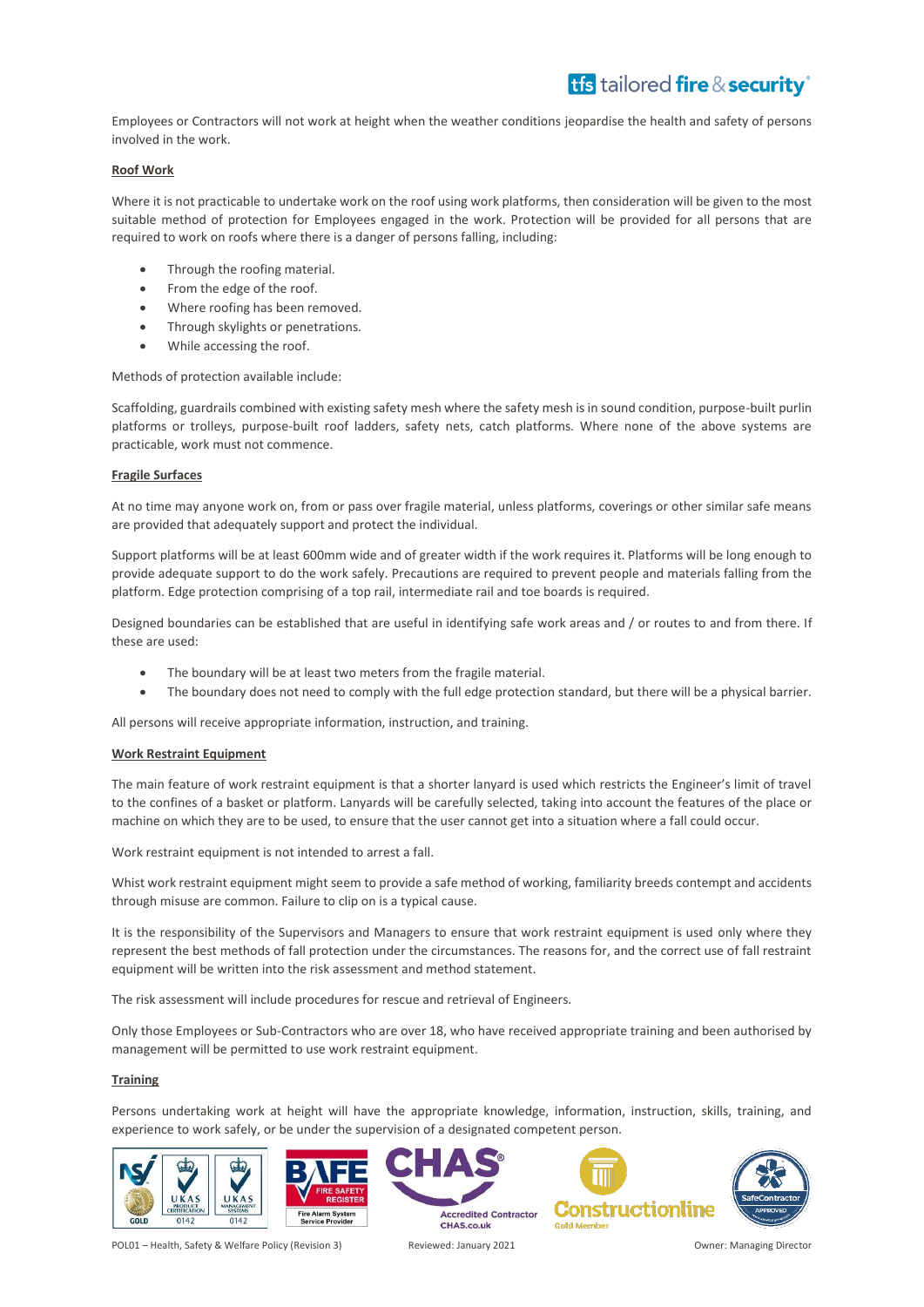Employees or Contractors will not work at height when the weather conditions jeopardise the health and safety of persons involved in the work.

**Roof Work**

Where it is not practicable to undertake work on the roof using work platforms, then consideration will be given to the most suitable method of protection for Employees engaged in the work. Protection will be provided for all persons that are required to work on roofs where there is a danger of persons falling, including:

- Through the roofing material.
- From the edge of the roof.
- Where roofing has been removed.
- Through skylights or penetrations.
- While accessing the roof.

Methods of protection available include:

Scaffolding, guardrails combined with existing safety mesh where the safety mesh is in sound condition, purpose-built purlin platforms or trolleys, purpose-built roof ladders, safety nets, catch platforms. Where none of the above systems are practicable, work must not commence.

**Fragile Surfaces**

At no time may anyone work on, from or pass over fragile material, unless platforms, coverings or other similar safe means are provided that adequately support and protect the individual.

Support platforms will be at least 600mm wide and of greater width if the work requires it. Platforms will be long enough to provide adequate support to do the work safely. Precautions are required to prevent people and materials falling from the platform. Edge protection comprising of a top rail, intermediate rail and toe boards is required.

Designed boundaries can be established that are useful in identifying safe work areas and / or routes to and from there. If these are used:

- The boundary will be at least two meters from the fragile material.
- The boundary does not need to comply with the full edge protection standard, but there will be a physical barrier.

All persons will receive appropriate information, instruction, and training.

**Work Restraint Equipment**

The main feature of work restraint equipment is that a shorter lanyard is used which restricts the Engineer's limit of travel to the confines of a basket or platform. Lanyards will be carefully selected, taking into account the features of the place or machine on which they are to be used, to ensure that the user cannot get into a situation where a fall could occur.

Work restraint equipment is not intended to arrest a fall.

Whist work restraint equipment might seem to provide a safe method of working, familiarity breeds contempt and accidents through misuse are common. Failure to clip on is a typical cause.

It is the responsibility of the Supervisors and Managers to ensure that work restraint equipment is used only where they represent the best methods of fall protection under the circumstances. The reasons for, and the correct use of fall restraint equipment will be written into the risk assessment and method statement.

The risk assessment will include procedures for rescue and retrieval of Engineers.

Only those Employees or Sub-Contractors who are over 18, who have received appropriate training and been authorised by management will be permitted to use work restraint equipment.

**Training**

Persons undertaking work at height will have the appropriate knowledge, information, instruction, skills, training, and experience to work safely, or be under the supervision of a designated competent person.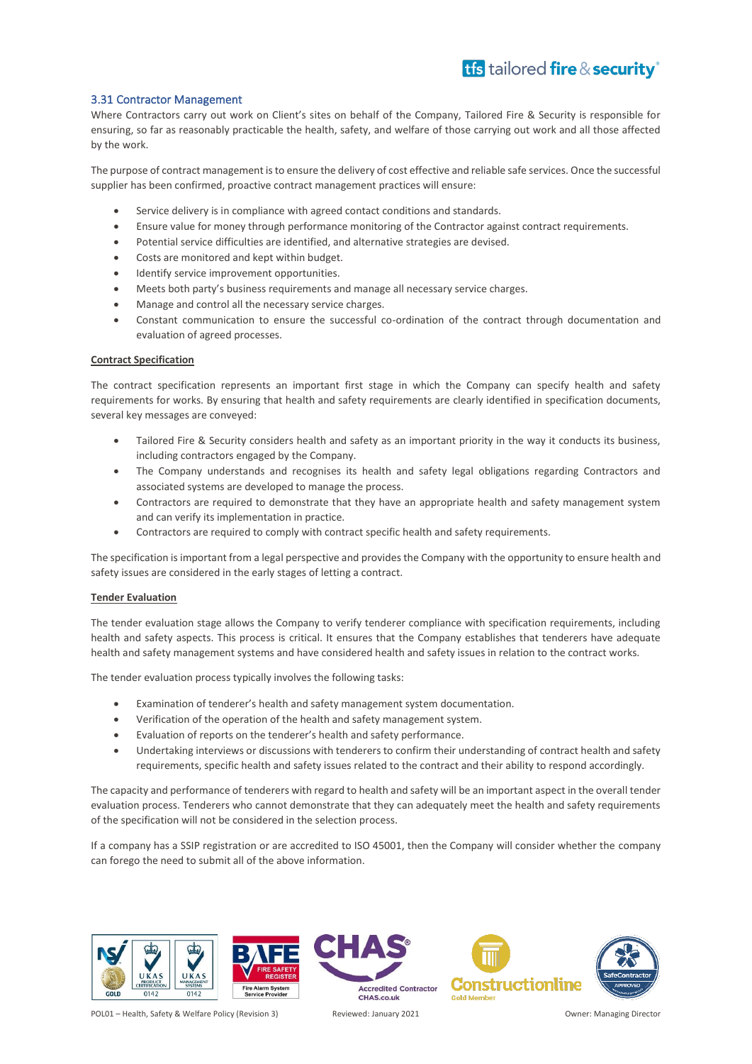### 3.31 Contractor Management

Where Contractors carry out work on Client's sites on behalf of the Company, Tailored Fire & Security is responsible for ensuring, so far as reasonably practicable the health, safety, and welfare of those carrying out work and all those affected by the work.

The purpose of contract management is to ensure the delivery of cost effective and reliable safe services. Once the successful supplier has been confirmed, proactive contract management practices will ensure:

- Service delivery is in compliance with agreed contact conditions and standards.
- Ensure value for money through performance monitoring of the Contractor against contract requirements.
- Potential service difficulties are identified, and alternative strategies are devised.
- Costs are monitored and kept within budget.
- Identify service improvement opportunities.
- Meets both party's business requirements and manage all necessary service charges.
- Manage and control all the necessary service charges.
- Constant communication to ensure the successful co-ordination of the contract through documentation and evaluation of agreed processes.

**Contract Specification**

The contract specification represents an important first stage in which the Company can specify health and safety requirements for works. By ensuring that health and safety requirements are clearly identified in specification documents, several key messages are conveyed:

- Tailored Fire & Security considers health and safety as an important priority in the way it conducts its business, including contractors engaged by the Company.
- The Company understands and recognises its health and safety legal obligations regarding Contractors and associated systems are developed to manage the process.
- Contractors are required to demonstrate that they have an appropriate health and safety management system and can verify its implementation in practice.
- Contractors are required to comply with contract specific health and safety requirements.

The specification is important from a legal perspective and provides the Company with the opportunity to ensure health and safety issues are considered in the early stages of letting a contract.

**Tender Evaluation**

The tender evaluation stage allows the Company to verify tenderer compliance with specification requirements, including health and safety aspects. This process is critical. It ensures that the Company establishes that tenderers have adequate health and safety management systems and have considered health and safety issues in relation to the contract works.

The tender evaluation process typically involves the following tasks:

- Examination of tenderer's health and safety management system documentation.
- Verification of the operation of the health and safety management system.
- Evaluation of reports on the tenderer's health and safety performance.
- Undertaking interviews or discussions with tenderers to confirm their understanding of contract health and safety requirements, specific health and safety issues related to the contract and their ability to respond accordingly.

The capacity and performance of tenderers with regard to health and safety will be an important aspect in the overall tender evaluation process. Tenderers who cannot demonstrate that they can adequately meet the health and safety requirements of the specification will not be considered in the selection process.

If a company has a SSIP registration or are accredited to ISO 45001, then the Company will consider whether the company can forego the need to submit all of the above information.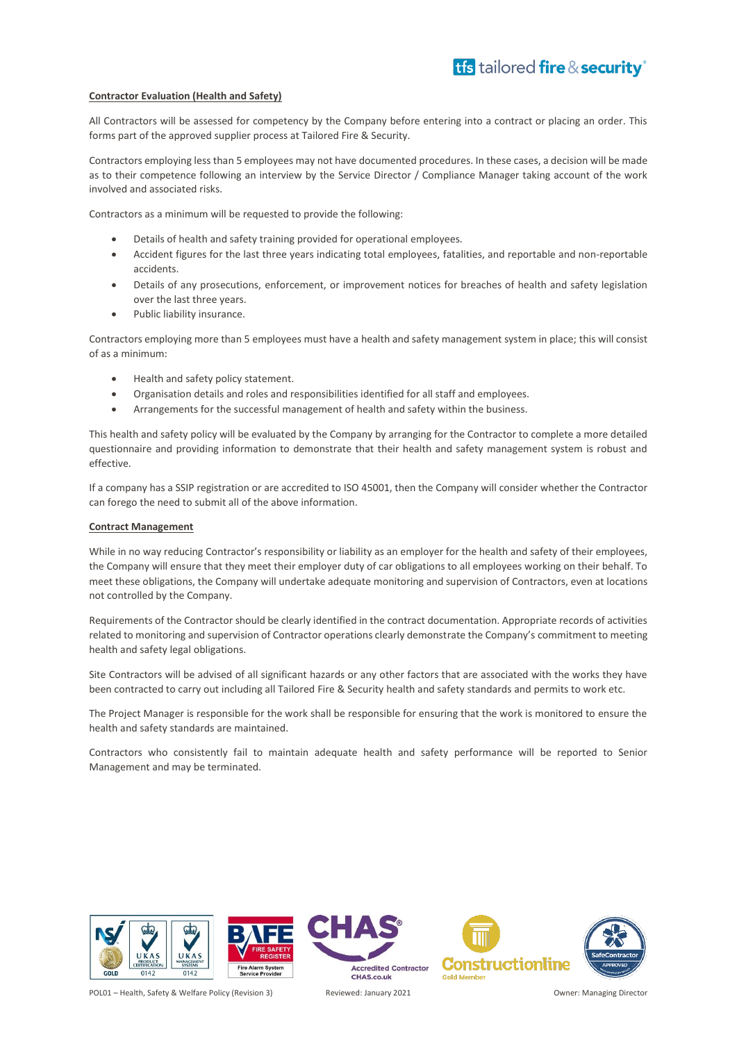**Contractor Evaluation (Health and Safety)**

All Contractors will be assessed for competency by the Company before entering into a contract or placing an order. This forms part of the approved supplier process at Tailored Fire & Security.

Contractors employing less than 5 employees may not have documented procedures. In these cases, a decision will be made as to their competence following an interview by the Service Director / Compliance Manager taking account of the work involved and associated risks.

Contractors as a minimum will be requested to provide the following:

- Details of health and safety training provided for operational employees.
- Accident figures for the last three years indicating total employees, fatalities, and reportable and non-reportable accidents.
- Details of any prosecutions, enforcement, or improvement notices for breaches of health and safety legislation over the last three years.
- Public liability insurance.

Contractors employing more than 5 employees must have a health and safety management system in place; this will consist of as a minimum:

- Health and safety policy statement.
- Organisation details and roles and responsibilities identified for all staff and employees.
- Arrangements for the successful management of health and safety within the business.

This health and safety policy will be evaluated by the Company by arranging for the Contractor to complete a more detailed questionnaire and providing information to demonstrate that their health and safety management system is robust and effective.

If a company has a SSIP registration or are accredited to ISO 45001, then the Company will consider whether the Contractor can forego the need to submit all of the above information.

**Contract Management**

While in no way reducing Contractor's responsibility or liability as an employer for the health and safety of their employees, the Company will ensure that they meet their employer duty of car obligations to all employees working on their behalf. To meet these obligations, the Company will undertake adequate monitoring and supervision of Contractors, even at locations not controlled by the Company.

Requirements of the Contractor should be clearly identified in the contract documentation. Appropriate records of activities related to monitoring and supervision of Contractor operations clearly demonstrate the Company's commitment to meeting health and safety legal obligations.

Site Contractors will be advised of all significant hazards or any other factors that are associated with the works they have been contracted to carry out including all Tailored Fire & Security health and safety standards and permits to work etc.

The Project Manager is responsible for the work shall be responsible for ensuring that the work is monitored to ensure the health and safety standards are maintained.

Contractors who consistently fail to maintain adequate health and safety performance will be reported to Senior Management and may be terminated.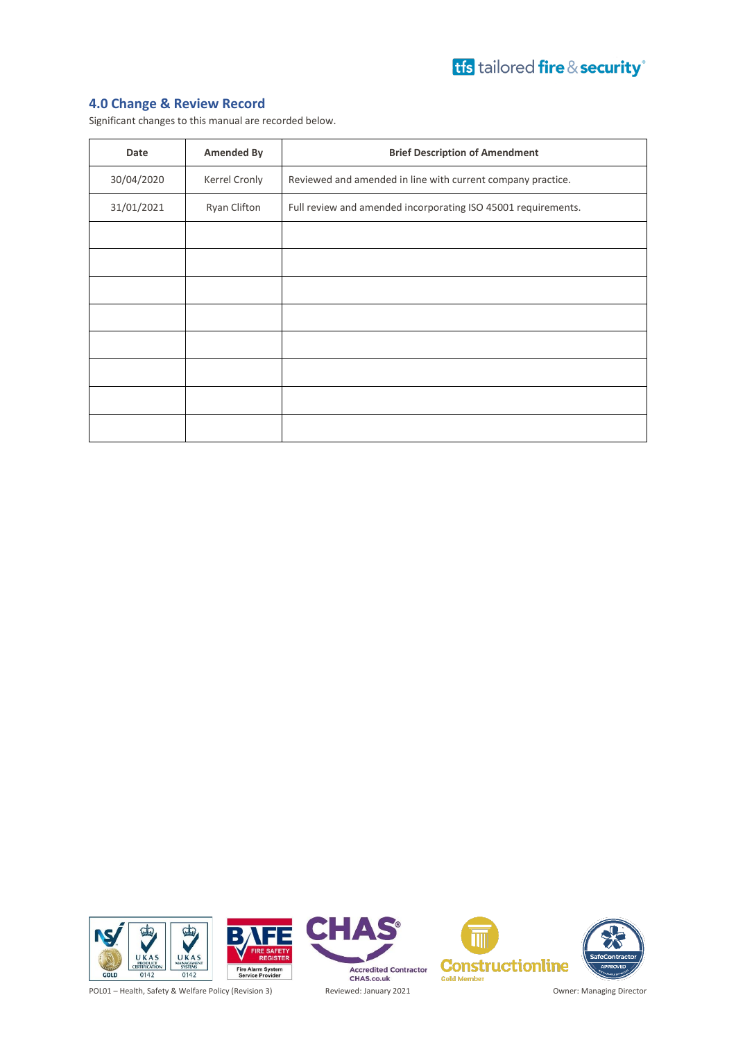## 4.0 Change & Review Record

Significant changes to this manual are recorded below.

| Date | Amended By | Brief Description of Amendment |
|---|---|---|
| 30/04/2020 | Kerrel Cronly | Reviewed and amended in line with current company practice. |
| 31/01/2021 | Ryan Clifton | Full review and amended incorporating ISO 45001 requirements. |
| | | |
| | | |
| | | |
| | | |
| | | |
| | | |
| | | |
| | | |